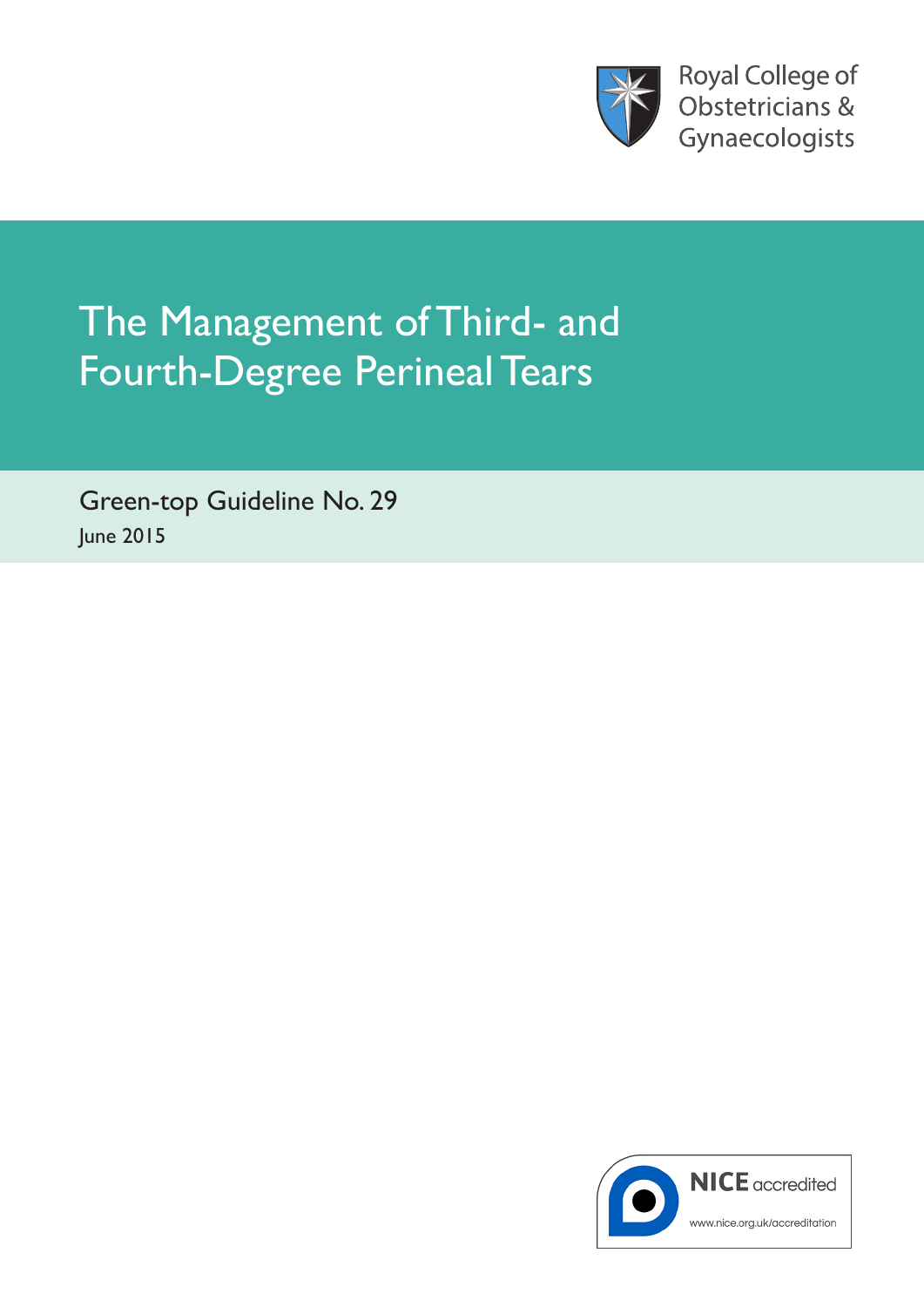Royal College of Obstetricians & Gynaecologists

# The Management of Third- and Fourth-Degree Perineal Tears

Green-top Guideline No. 29

June 2015

NICE accredited

www.nice.org.uk/accreditation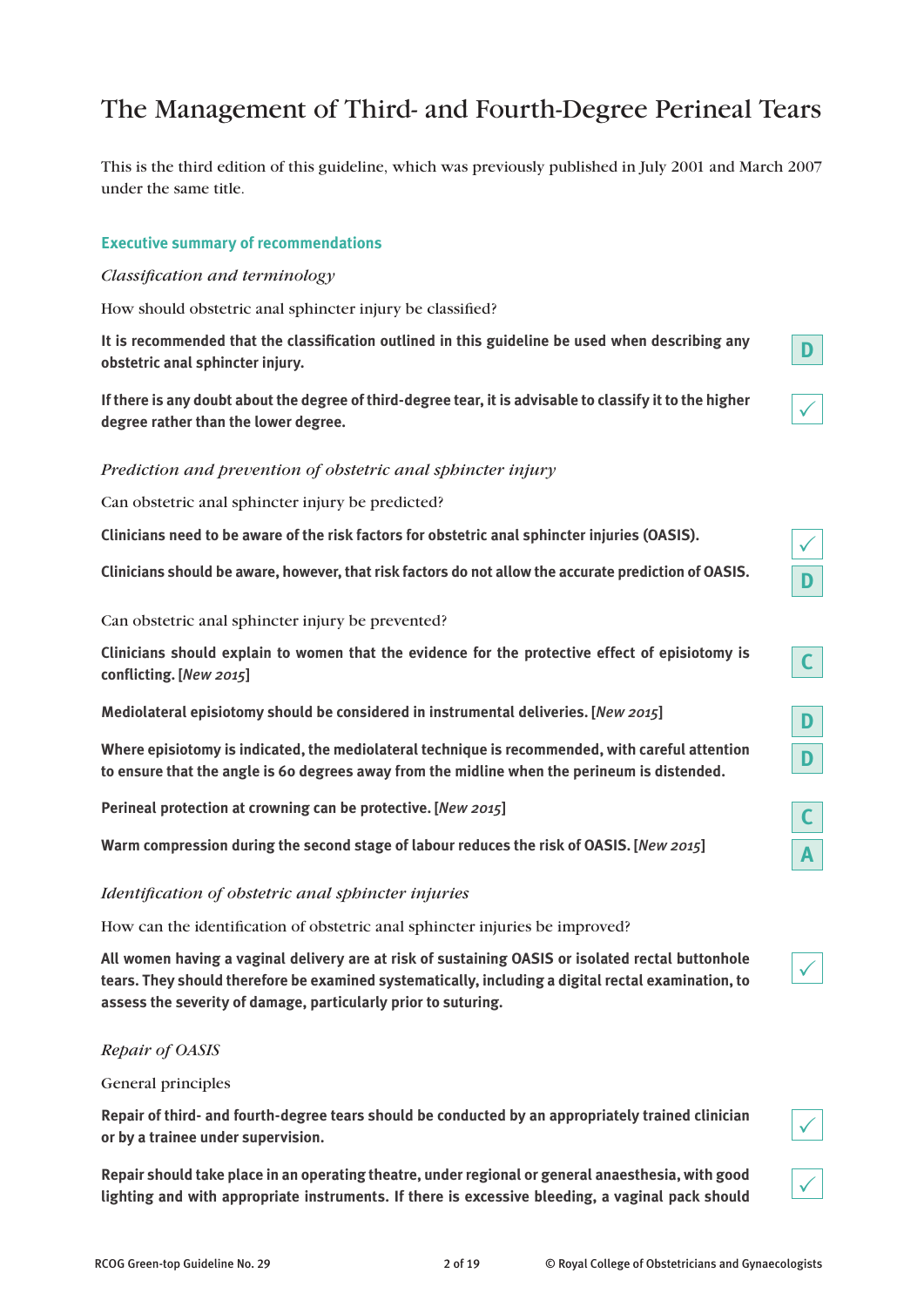# The Management of Third- and Fourth-Degree Perineal Tears

This is the third edition of this guideline, which was previously published in July 2001 and March 2007 under the same title.

## Executive summary of recommendations

### *Classification and terminology*

How should obstetric anal sphincter injury be classified?

**It is recommended that the classification outlined in this guideline be used when describing any obstetric anal sphincter injury.** D

**If there is any doubt about the degree of third-degree tear, it is advisable to classify it to the higher degree rather than the lower degree.** ✓

### *Prediction and prevention of obstetric anal sphincter injury*

Can obstetric anal sphincter injury be predicted?

**Clinicians need to be aware of the risk factors for obstetric anal sphincter injuries (OASIS).** ✓

**Clinicians should be aware, however, that risk factors do not allow the accurate prediction of OASIS.** D

Can obstetric anal sphincter injury be prevented?

**Clinicians should explain to women that the evidence for the protective effect of episiotomy is conflicting. [*New 2015*]** C

**Mediolateral episiotomy should be considered in instrumental deliveries. [*New 2015*]** D

**Where episiotomy is indicated, the mediolateral technique is recommended, with careful attention to ensure that the angle is 60 degrees away from the midline when the perineum is distended.** D

**Perineal protection at crowning can be protective. [*New 2015*]** C

**Warm compression during the second stage of labour reduces the risk of OASIS. [*New 2015*]** A

### *Identification of obstetric anal sphincter injuries*

How can the identification of obstetric anal sphincter injuries be improved?

**All women having a vaginal delivery are at risk of sustaining OASIS or isolated rectal buttonhole tears. They should therefore be examined systematically, including a digital rectal examination, to assess the severity of damage, particularly prior to suturing.** ✓

### *Repair of OASIS*

General principles

**Repair of third- and fourth-degree tears should be conducted by an appropriately trained clinician or by a trainee under supervision.** ✓

**Repair should take place in an operating theatre, under regional or general anaesthesia, with good lighting and with appropriate instruments. If there is excessive bleeding, a vaginal pack should** ✓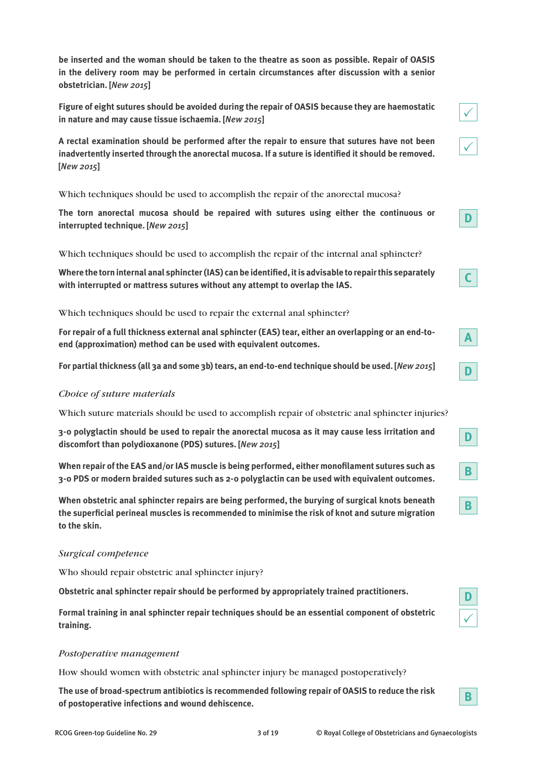**be inserted and the woman should be taken to the theatre as soon as possible. Repair of OASIS in the delivery room may be performed in certain circumstances after discussion with a senior obstetrician. [*New 2015*]**

**Figure of eight sutures should be avoided during the repair of OASIS because they are haemostatic in nature and may cause tissue ischaemia. [*New 2015*]** ✓

**A rectal examination should be performed after the repair to ensure that sutures have not been inadvertently inserted through the anorectal mucosa. If a suture is identified it should be removed. [*New 2015*]** ✓

Which techniques should be used to accomplish the repair of the anorectal mucosa?

**The torn anorectal mucosa should be repaired with sutures using either the continuous or interrupted technique. [*New 2015*]** D

Which techniques should be used to accomplish the repair of the internal anal sphincter?

**Where the torn internal anal sphincter (IAS) can be identified, it is advisable to repair this separately with interrupted or mattress sutures without any attempt to overlap the IAS.** C

Which techniques should be used to repair the external anal sphincter?

**For repair of a full thickness external anal sphincter (EAS) tear, either an overlapping or an end-to-end (approximation) method can be used with equivalent outcomes.** A

**For partial thickness (all 3a and some 3b) tears, an end-to-end technique should be used. [*New 2015*]** D

*Choice of suture materials*

Which suture materials should be used to accomplish repair of obstetric anal sphincter injuries?

**3-0 polyglactin should be used to repair the anorectal mucosa as it may cause less irritation and discomfort than polydioxanone (PDS) sutures. [*New 2015*]** D

**When repair of the EAS and/or IAS muscle is being performed, either monofilament sutures such as 3-0 PDS or modern braided sutures such as 2-0 polyglactin can be used with equivalent outcomes.** B

**When obstetric anal sphincter repairs are being performed, the burying of surgical knots beneath the superficial perineal muscles is recommended to minimise the risk of knot and suture migration to the skin.** B

*Surgical competence*

Who should repair obstetric anal sphincter injury?

**Obstetric anal sphincter repair should be performed by appropriately trained practitioners.** D

**Formal training in anal sphincter repair techniques should be an essential component of obstetric training.** ✓

*Postoperative management*

How should women with obstetric anal sphincter injury be managed postoperatively?

**The use of broad-spectrum antibiotics is recommended following repair of OASIS to reduce the risk of postoperative infections and wound dehiscence.** B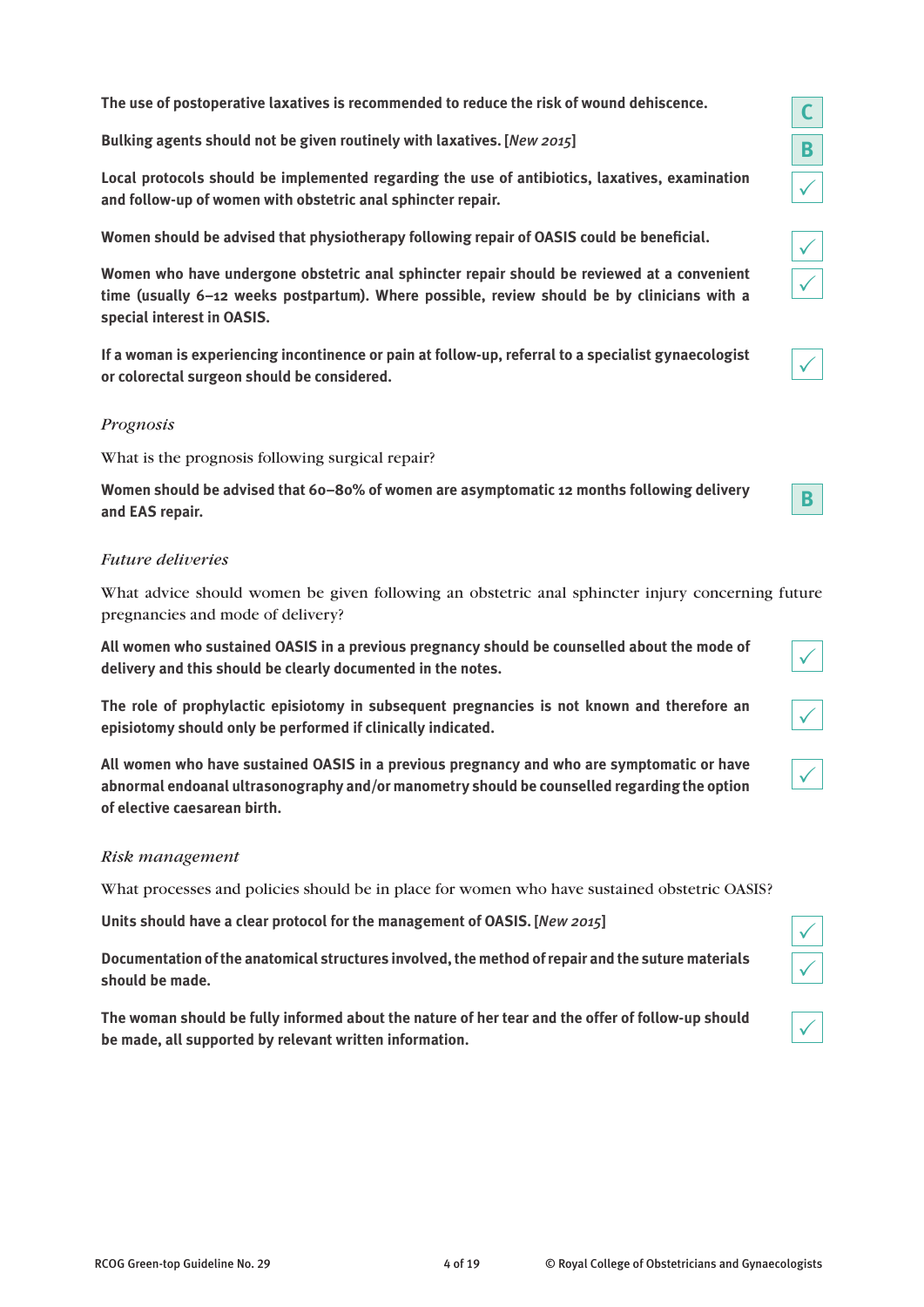**The use of postoperative laxatives is recommended to reduce the risk of wound dehiscence.** C

**Bulking agents should not be given routinely with laxatives.** [*New 2015*] B

**Local protocols should be implemented regarding the use of antibiotics, laxatives, examination and follow-up of women with obstetric anal sphincter repair.** ✓

**Women should be advised that physiotherapy following repair of OASIS could be beneficial.** ✓

**Women who have undergone obstetric anal sphincter repair should be reviewed at a convenient time (usually 6–12 weeks postpartum). Where possible, review should be by clinicians with a special interest in OASIS.** ✓

**If a woman is experiencing incontinence or pain at follow-up, referral to a specialist gynaecologist or colorectal surgeon should be considered.** ✓

*Prognosis*

What is the prognosis following surgical repair?

**Women should be advised that 60–80% of women are asymptomatic 12 months following delivery and EAS repair.** B

*Future deliveries*

What advice should women be given following an obstetric anal sphincter injury concerning future pregnancies and mode of delivery?

**All women who sustained OASIS in a previous pregnancy should be counselled about the mode of delivery and this should be clearly documented in the notes.** ✓

**The role of prophylactic episiotomy in subsequent pregnancies is not known and therefore an episiotomy should only be performed if clinically indicated.** ✓

**All women who have sustained OASIS in a previous pregnancy and who are symptomatic or have abnormal endoanal ultrasonography and/or manometry should be counselled regarding the option of elective caesarean birth.** ✓

*Risk management*

What processes and policies should be in place for women who have sustained obstetric OASIS?

**Units should have a clear protocol for the management of OASIS.** [*New 2015*] ✓

**Documentation of the anatomical structures involved, the method of repair and the suture materials should be made.** ✓

**The woman should be fully informed about the nature of her tear and the offer of follow-up should be made, all supported by relevant written information.** ✓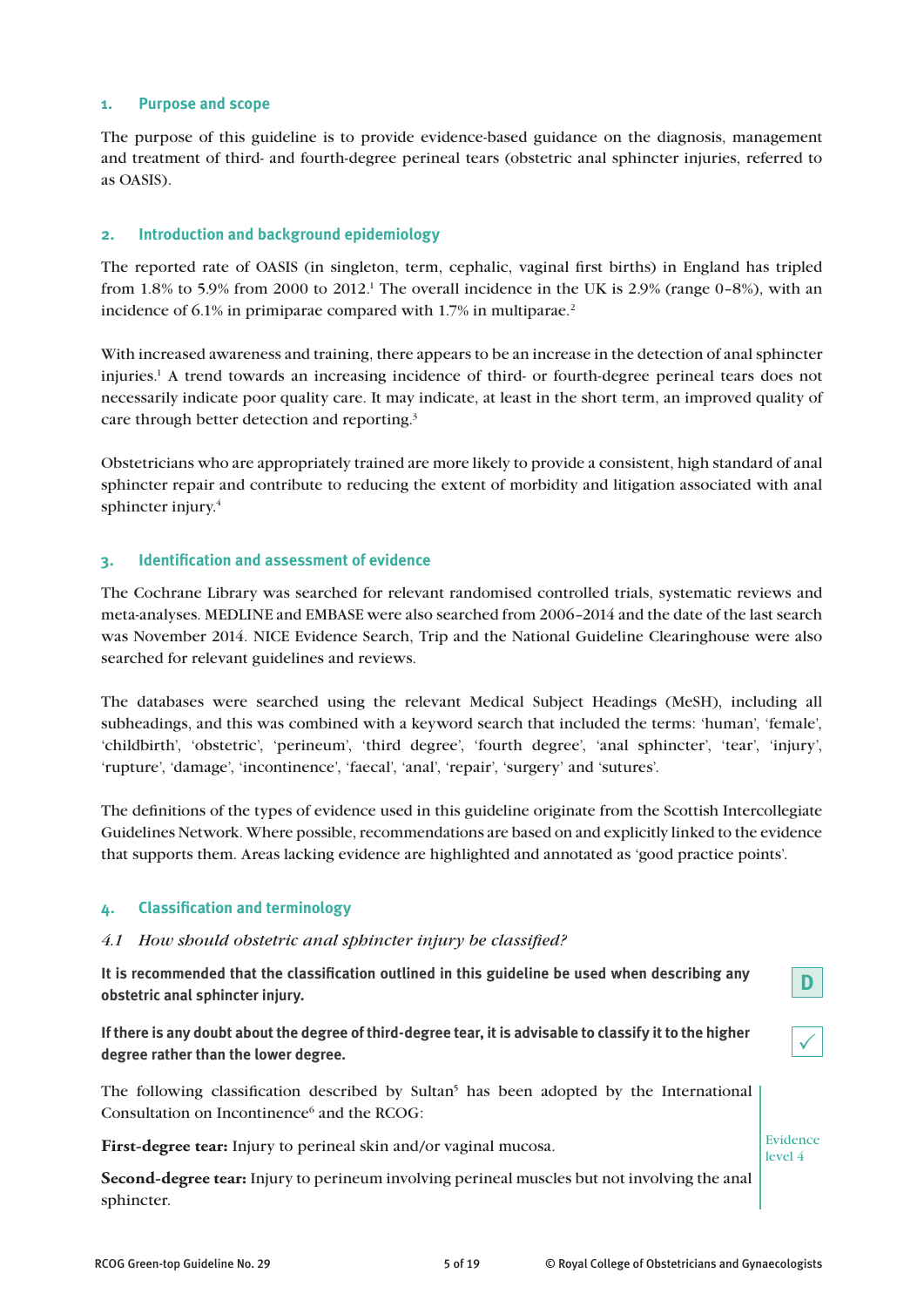## 1. Purpose and scope

The purpose of this guideline is to provide evidence-based guidance on the diagnosis, management and treatment of third- and fourth-degree perineal tears (obstetric anal sphincter injuries, referred to as OASIS).

## 2. Introduction and background epidemiology

The reported rate of OASIS (in singleton, term, cephalic, vaginal first births) in England has tripled from 1.8% to 5.9% from 2000 to 2012.[1] The overall incidence in the UK is 2.9% (range 0–8%), with an incidence of 6.1% in primiparae compared with 1.7% in multiparae.[2]

With increased awareness and training, there appears to be an increase in the detection of anal sphincter injuries.[1] A trend towards an increasing incidence of third- or fourth-degree perineal tears does not necessarily indicate poor quality care. It may indicate, at least in the short term, an improved quality of care through better detection and reporting.[3]

Obstetricians who are appropriately trained are more likely to provide a consistent, high standard of anal sphincter repair and contribute to reducing the extent of morbidity and litigation associated with anal sphincter injury.[4]

## 3. Identification and assessment of evidence

The Cochrane Library was searched for relevant randomised controlled trials, systematic reviews and meta-analyses. MEDLINE and EMBASE were also searched from 2006–2014 and the date of the last search was November 2014. NICE Evidence Search, Trip and the National Guideline Clearinghouse were also searched for relevant guidelines and reviews.

The databases were searched using the relevant Medical Subject Headings (MeSH), including all subheadings, and this was combined with a keyword search that included the terms: 'human', 'female', 'childbirth', 'obstetric', 'perineum', 'third degree', 'fourth degree', 'anal sphincter', 'tear', 'injury', 'rupture', 'damage', 'incontinence', 'faecal', 'anal', 'repair', 'surgery' and 'sutures'.

The definitions of the types of evidence used in this guideline originate from the Scottish Intercollegiate Guidelines Network. Where possible, recommendations are based on and explicitly linked to the evidence that supports them. Areas lacking evidence are highlighted and annotated as 'good practice points'.

## 4. Classification and terminology

### *4.1 How should obstetric anal sphincter injury be classified?*

**It is recommended that the classification outlined in this guideline be used when describing any obstetric anal sphincter injury.** D

**If there is any doubt about the degree of third-degree tear, it is advisable to classify it to the higher degree rather than the lower degree.** ✓

The following classification described by Sultan[5] has been adopted by the International Consultation on Incontinence[6] and the RCOG:

**First-degree tear:** Injury to perineal skin and/or vaginal mucosa.

**Second-degree tear:** Injury to perineum involving perineal muscles but not involving the anal sphincter.

Evidence level 4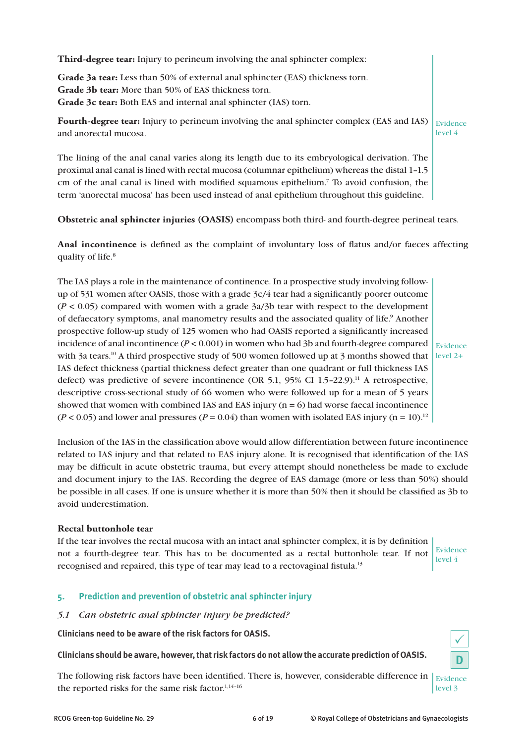**Third-degree tear:** Injury to perineum involving the anal sphincter complex:

**Grade 3a tear:** Less than 50% of external anal sphincter (EAS) thickness torn.
**Grade 3b tear:** More than 50% of EAS thickness torn.
**Grade 3c tear:** Both EAS and internal anal sphincter (IAS) torn.

**Fourth-degree tear:** Injury to perineum involving the anal sphincter complex (EAS and IAS) and anorectal mucosa.

Evidence level 4

The lining of the anal canal varies along its length due to its embryological derivation. The proximal anal canal is lined with rectal mucosa (columnar epithelium) whereas the distal 1–1.5 cm of the anal canal is lined with modified squamous epithelium.[7] To avoid confusion, the term 'anorectal mucosa' has been used instead of anal epithelium throughout this guideline.

**Obstetric anal sphincter injuries (OASIS)** encompass both third- and fourth-degree perineal tears.

**Anal incontinence** is defined as the complaint of involuntary loss of flatus and/or faeces affecting quality of life.[8]

The IAS plays a role in the maintenance of continence. In a prospective study involving follow-up of 531 women after OASIS, those with a grade 3c/4 tear had a significantly poorer outcome ($P < 0.05$) compared with women with a grade 3a/3b tear with respect to the development of defaecatory symptoms, anal manometry results and the associated quality of life.[9] Another prospective follow-up study of 125 women who had OASIS reported a significantly increased incidence of anal incontinence ($P < 0.001$) in women who had 3b and fourth-degree compared with 3a tears.[10] A third prospective study of 500 women followed up at 3 months showed that IAS defect thickness (partial thickness defect greater than one quadrant or full thickness IAS defect) was predictive of severe incontinence (OR 5.1, 95% CI 1.5–22.9).[11] A retrospective, descriptive cross-sectional study of 66 women who were followed up for a mean of 5 years showed that women with combined IAS and EAS injury (n = 6) had worse faecal incontinence ($P < 0.05$) and lower anal pressures ($P = 0.04$) than women with isolated EAS injury (n = 10).[12]

Evidence level 2+

Inclusion of the IAS in the classification above would allow differentiation between future incontinence related to IAS injury and that related to EAS injury alone. It is recognised that identification of the IAS may be difficult in acute obstetric trauma, but every attempt should nonetheless be made to exclude and document injury to the IAS. Recording the degree of EAS damage (more or less than 50%) should be possible in all cases. If one is unsure whether it is more than 50% then it should be classified as 3b to avoid underestimation.

**Rectal buttonhole tear**

If the tear involves the rectal mucosa with an intact anal sphincter complex, it is by definition not a fourth-degree tear. This has to be documented as a rectal buttonhole tear. If not recognised and repaired, this type of tear may lead to a rectovaginal fistula.[13]

Evidence level 4

## 5. Prediction and prevention of obstetric anal sphincter injury

### *5.1 Can obstetric anal sphincter injury be predicted?*

**Clinicians need to be aware of the risk factors for OASIS.** ✓

**Clinicians should be aware, however, that risk factors do not allow the accurate prediction of OASIS.** D

The following risk factors have been identified. There is, however, considerable difference in the reported risks for the same risk factor.[1,14–16]

Evidence level 3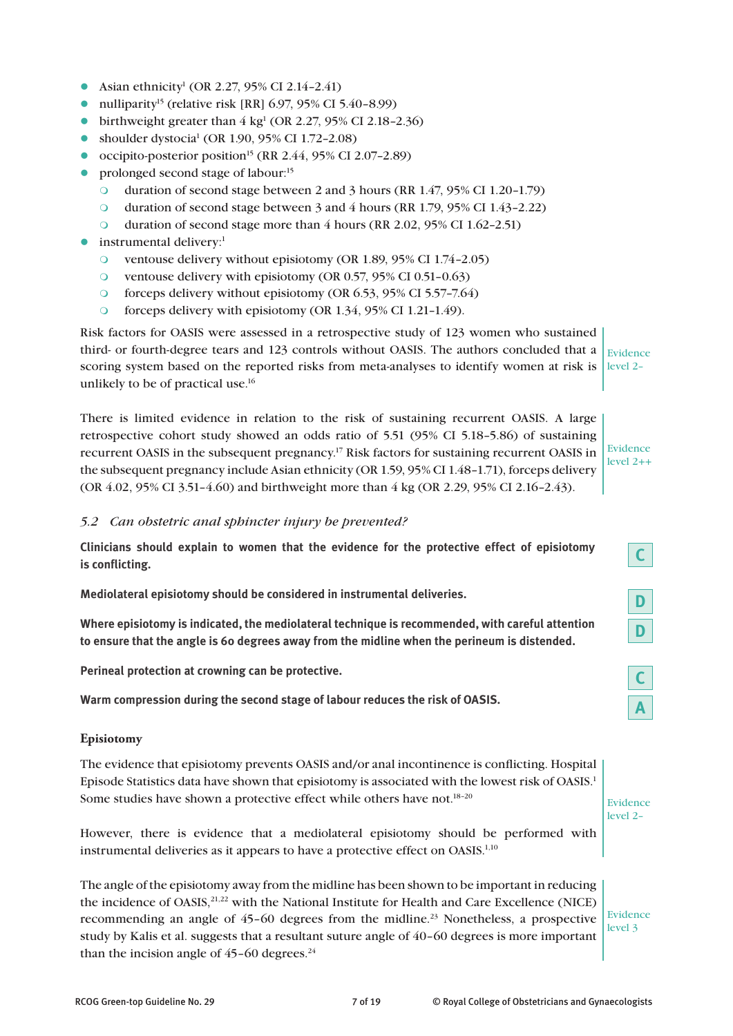- Asian ethnicity[1] (OR 2.27, 95% CI 2.14–2.41)
- nulliparity[15] (relative risk [RR] 6.97, 95% CI 5.40–8.99)
- birthweight greater than 4 kg[1] (OR 2.27, 95% CI 2.18–2.36)
- shoulder dystocia[1] (OR 1.90, 95% CI 1.72–2.08)
- occipito-posterior position[15] (RR 2.44, 95% CI 2.07–2.89)
- prolonged second stage of labour:[15]
  - duration of second stage between 2 and 3 hours (RR 1.47, 95% CI 1.20–1.79)
  - duration of second stage between 3 and 4 hours (RR 1.79, 95% CI 1.43–2.22)
  - duration of second stage more than 4 hours (RR 2.02, 95% CI 1.62–2.51)
- instrumental delivery:[1]
  - ventouse delivery without episiotomy (OR 1.89, 95% CI 1.74–2.05)
  - ventouse delivery with episiotomy (OR 0.57, 95% CI 0.51–0.63)
  - forceps delivery without episiotomy (OR 6.53, 95% CI 5.57–7.64)
  - forceps delivery with episiotomy (OR 1.34, 95% CI 1.21–1.49).

Risk factors for OASIS were assessed in a retrospective study of 123 women who sustained third- or fourth-degree tears and 123 controls without OASIS. The authors concluded that a scoring system based on the reported risks from meta-analyses to identify women at risk is unlikely to be of practical use.[16]

Evidence level 2–

There is limited evidence in relation to the risk of sustaining recurrent OASIS. A large retrospective cohort study showed an odds ratio of 5.51 (95% CI 5.18–5.86) of sustaining recurrent OASIS in the subsequent pregnancy.[17] Risk factors for sustaining recurrent OASIS in the subsequent pregnancy include Asian ethnicity (OR 1.59, 95% CI 1.48–1.71), forceps delivery (OR 4.02, 95% CI 3.51–4.60) and birthweight more than 4 kg (OR 2.29, 95% CI 2.16–2.43).

Evidence level 2++

### *5.2 Can obstetric anal sphincter injury be prevented?*

**Clinicians should explain to women that the evidence for the protective effect of episiotomy is conflicting.** — C

**Mediolateral episiotomy should be considered in instrumental deliveries.** — D

**Where episiotomy is indicated, the mediolateral technique is recommended, with careful attention to ensure that the angle is 60 degrees away from the midline when the perineum is distended.** — D

**Perineal protection at crowning can be protective.** — C

**Warm compression during the second stage of labour reduces the risk of OASIS.** — A

#### Episiotomy

The evidence that episiotomy prevents OASIS and/or anal incontinence is conflicting. Hospital Episode Statistics data have shown that episiotomy is associated with the lowest risk of OASIS.[1] Some studies have shown a protective effect while others have not.[18–20]

However, there is evidence that a mediolateral episiotomy should be performed with instrumental deliveries as it appears to have a protective effect on OASIS.[1,10]

Evidence level 2–

The angle of the episiotomy away from the midline has been shown to be important in reducing the incidence of OASIS,[21,22] with the National Institute for Health and Care Excellence (NICE) recommending an angle of 45–60 degrees from the midline.[23] Nonetheless, a prospective study by Kalis et al. suggests that a resultant suture angle of 40–60 degrees is more important than the incision angle of 45–60 degrees.[24]

Evidence level 3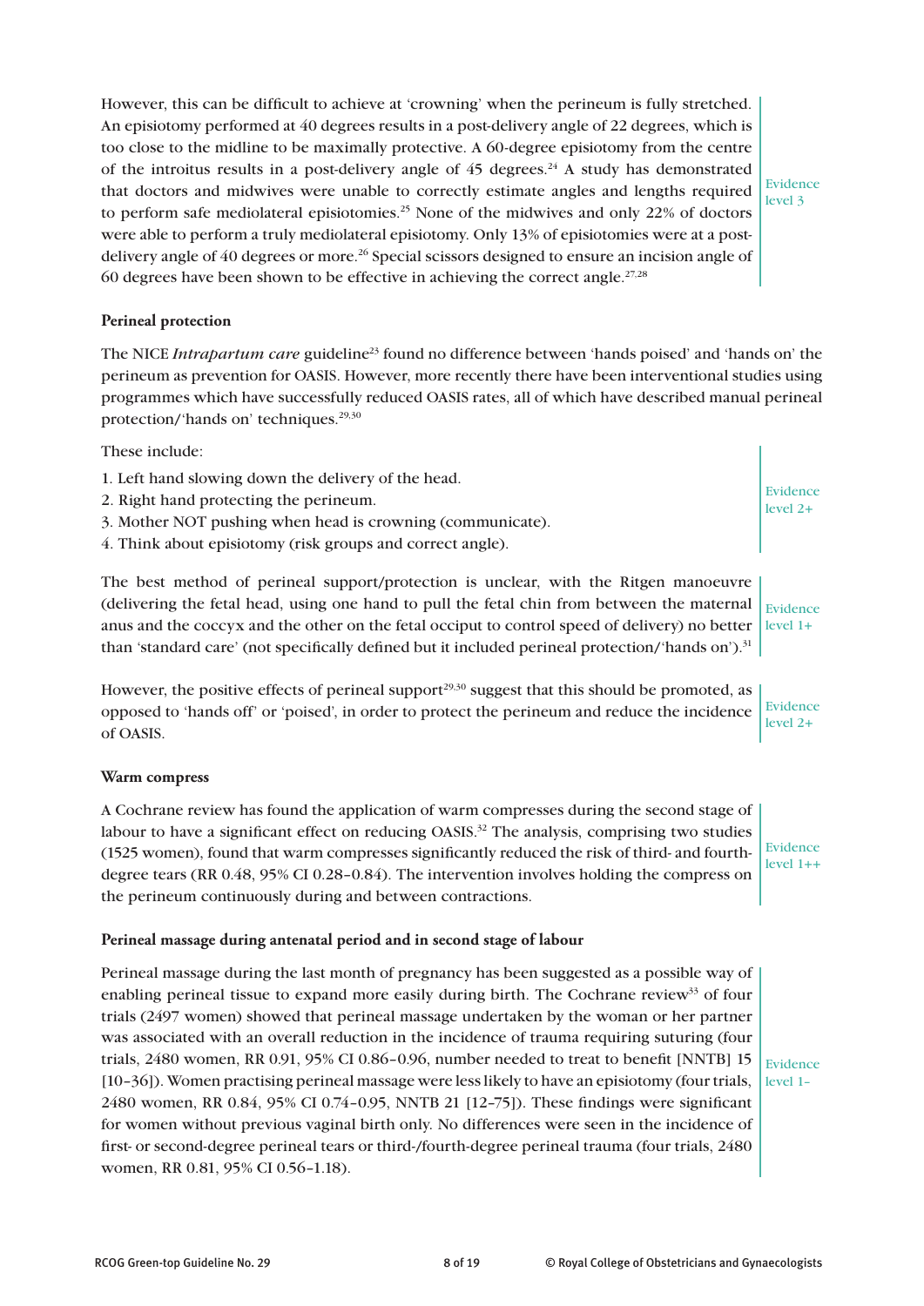However, this can be difficult to achieve at 'crowning' when the perineum is fully stretched. An episiotomy performed at 40 degrees results in a post-delivery angle of 22 degrees, which is too close to the midline to be maximally protective. A 60-degree episiotomy from the centre of the introitus results in a post-delivery angle of 45 degrees.[24] A study has demonstrated that doctors and midwives were unable to correctly estimate angles and lengths required to perform safe mediolateral episiotomies.[25] None of the midwives and only 22% of doctors were able to perform a truly mediolateral episiotomy. Only 13% of episiotomies were at a post-delivery angle of 40 degrees or more.[26] Special scissors designed to ensure an incision angle of 60 degrees have been shown to be effective in achieving the correct angle.[27,28]

Evidence level 3

**Perineal protection**

The NICE *Intrapartum care* guideline[23] found no difference between 'hands poised' and 'hands on' the perineum as prevention for OASIS. However, more recently there have been interventional studies using programmes which have successfully reduced OASIS rates, all of which have described manual perineal protection/'hands on' techniques.[29,30]

These include:

1. Left hand slowing down the delivery of the head.
2. Right hand protecting the perineum.
3. Mother NOT pushing when head is crowning (communicate).
4. Think about episiotomy (risk groups and correct angle).

Evidence level 2+

The best method of perineal support/protection is unclear, with the Ritgen manoeuvre (delivering the fetal head, using one hand to pull the fetal chin from between the maternal anus and the coccyx and the other on the fetal occiput to control speed of delivery) no better than 'standard care' (not specifically defined but it included perineal protection/'hands on').[31]

Evidence level 1+

However, the positive effects of perineal support[29,30] suggest that this should be promoted, as opposed to 'hands off' or 'poised', in order to protect the perineum and reduce the incidence of OASIS.

Evidence level 2+

**Warm compress**

A Cochrane review has found the application of warm compresses during the second stage of labour to have a significant effect on reducing OASIS.[32] The analysis, comprising two studies (1525 women), found that warm compresses significantly reduced the risk of third- and fourth-degree tears (RR 0.48, 95% CI 0.28–0.84). The intervention involves holding the compress on the perineum continuously during and between contractions.

Evidence level 1++

**Perineal massage during antenatal period and in second stage of labour**

Perineal massage during the last month of pregnancy has been suggested as a possible way of enabling perineal tissue to expand more easily during birth. The Cochrane review[33] of four trials (2497 women) showed that perineal massage undertaken by the woman or her partner was associated with an overall reduction in the incidence of trauma requiring suturing (four trials, 2480 women, RR 0.91, 95% CI 0.86–0.96, number needed to treat to benefit [NNTB] 15 [10–36]). Women practising perineal massage were less likely to have an episiotomy (four trials, 2480 women, RR 0.84, 95% CI 0.74–0.95, NNTB 21 [12–75]). These findings were significant for women without previous vaginal birth only. No differences were seen in the incidence of first- or second-degree perineal tears or third-/fourth-degree perineal trauma (four trials, 2480 women, RR 0.81, 95% CI 0.56–1.18).

Evidence level 1–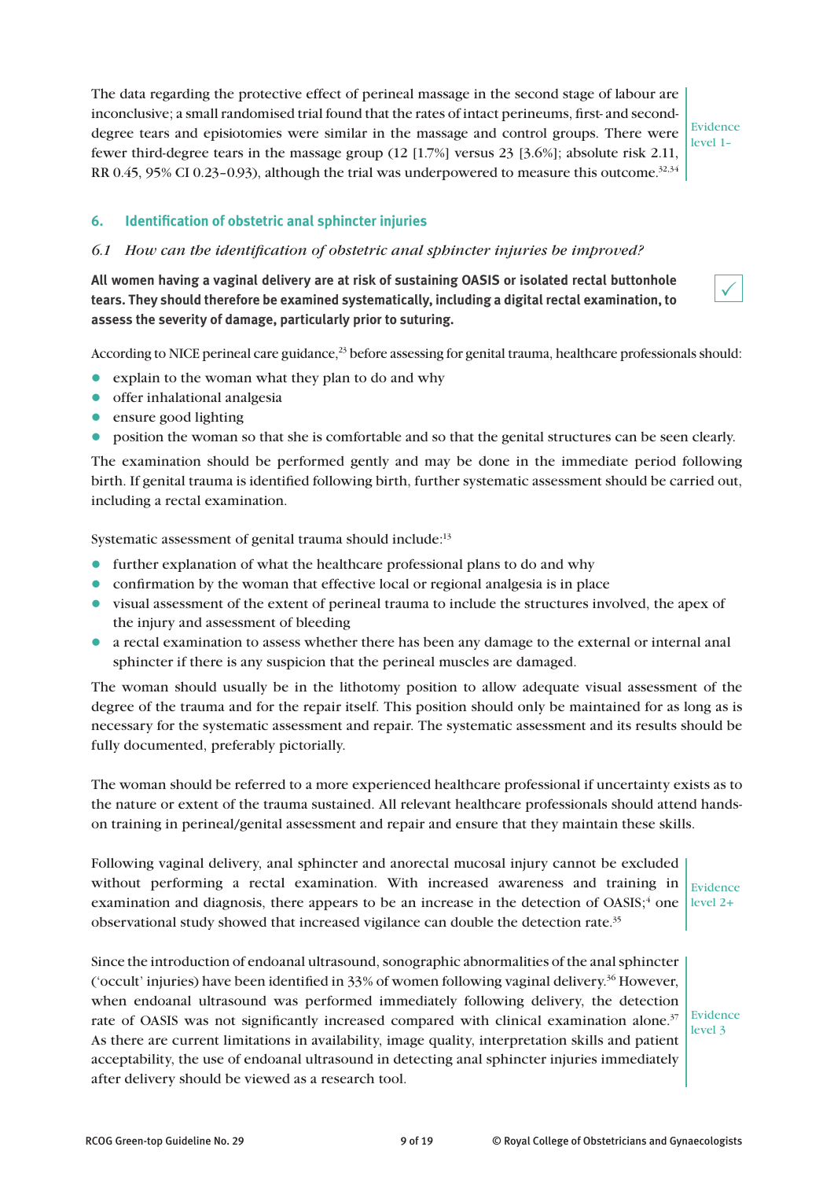The data regarding the protective effect of perineal massage in the second stage of labour are inconclusive; a small randomised trial found that the rates of intact perineums, first- and second-degree tears and episiotomies were similar in the massage and control groups. There were fewer third-degree tears in the massage group (12 [1.7%] versus 23 [3.6%]; absolute risk 2.11, RR 0.45, 95% CI 0.23–0.93), although the trial was underpowered to measure this outcome.[32,34]

Evidence level 1–

## 6. Identification of obstetric anal sphincter injuries

### *6.1 How can the identification of obstetric anal sphincter injuries be improved?*

**All women having a vaginal delivery are at risk of sustaining OASIS or isolated rectal buttonhole tears. They should therefore be examined systematically, including a digital rectal examination, to assess the severity of damage, particularly prior to suturing.**

✓

According to NICE perineal care guidance,[23] before assessing for genital trauma, healthcare professionals should:

- explain to the woman what they plan to do and why
- offer inhalational analgesia
- ensure good lighting
- position the woman so that she is comfortable and so that the genital structures can be seen clearly.

The examination should be performed gently and may be done in the immediate period following birth. If genital trauma is identified following birth, further systematic assessment should be carried out, including a rectal examination.

Systematic assessment of genital trauma should include:[13]

- further explanation of what the healthcare professional plans to do and why
- confirmation by the woman that effective local or regional analgesia is in place
- visual assessment of the extent of perineal trauma to include the structures involved, the apex of the injury and assessment of bleeding
- a rectal examination to assess whether there has been any damage to the external or internal anal sphincter if there is any suspicion that the perineal muscles are damaged.

The woman should usually be in the lithotomy position to allow adequate visual assessment of the degree of the trauma and for the repair itself. This position should only be maintained for as long as is necessary for the systematic assessment and repair. The systematic assessment and its results should be fully documented, preferably pictorially.

The woman should be referred to a more experienced healthcare professional if uncertainty exists as to the nature or extent of the trauma sustained. All relevant healthcare professionals should attend hands-on training in perineal/genital assessment and repair and ensure that they maintain these skills.

Following vaginal delivery, anal sphincter and anorectal mucosal injury cannot be excluded without performing a rectal examination. With increased awareness and training in examination and diagnosis, there appears to be an increase in the detection of OASIS;[4] one observational study showed that increased vigilance can double the detection rate.[35]

Evidence level 2+

Since the introduction of endoanal ultrasound, sonographic abnormalities of the anal sphincter ('occult' injuries) have been identified in 33% of women following vaginal delivery.[36] However, when endoanal ultrasound was performed immediately following delivery, the detection rate of OASIS was not significantly increased compared with clinical examination alone.[37] As there are current limitations in availability, image quality, interpretation skills and patient acceptability, the use of endoanal ultrasound in detecting anal sphincter injuries immediately after delivery should be viewed as a research tool.

Evidence level 3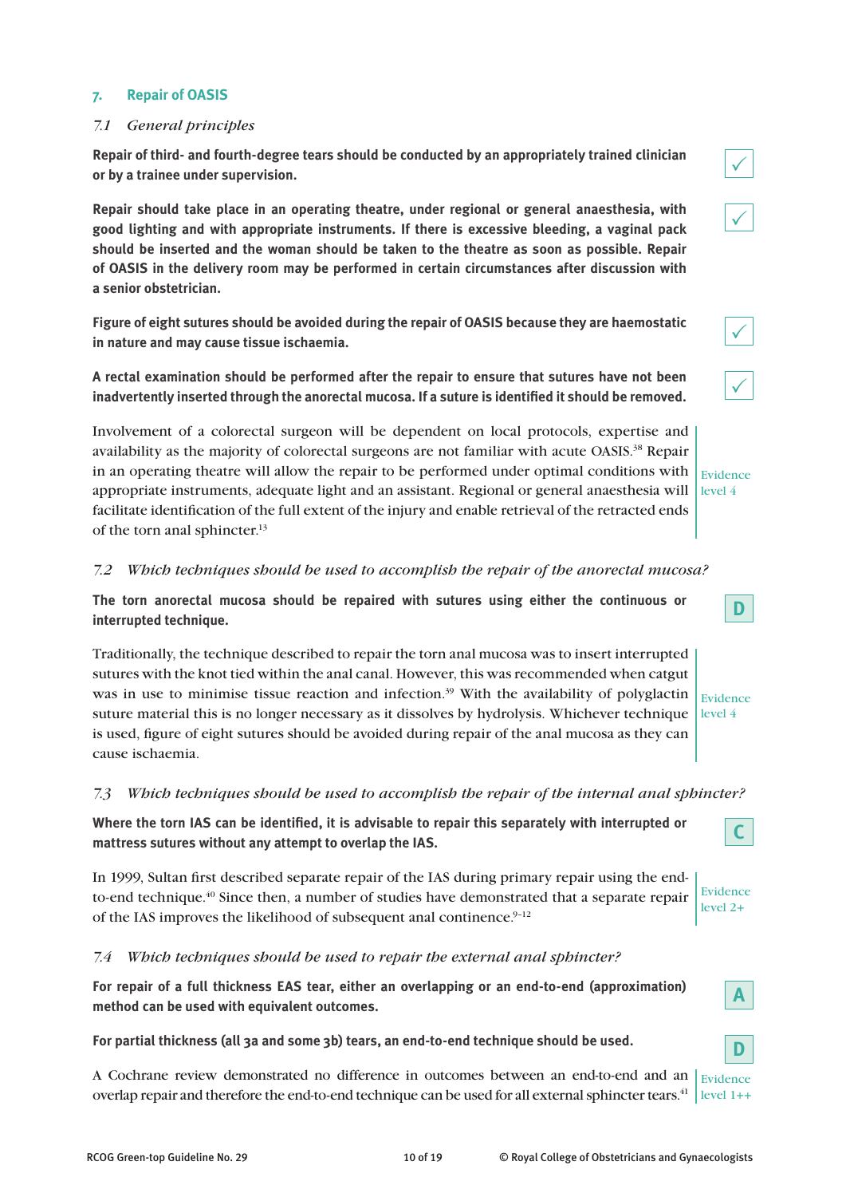## 7. Repair of OASIS

### *7.1 General principles*

**Repair of third- and fourth-degree tears should be conducted by an appropriately trained clinician or by a trainee under supervision.** ✓

**Repair should take place in an operating theatre, under regional or general anaesthesia, with good lighting and with appropriate instruments. If there is excessive bleeding, a vaginal pack should be inserted and the woman should be taken to the theatre as soon as possible. Repair of OASIS in the delivery room may be performed in certain circumstances after discussion with a senior obstetrician.** ✓

**Figure of eight sutures should be avoided during the repair of OASIS because they are haemostatic in nature and may cause tissue ischaemia.** ✓

**A rectal examination should be performed after the repair to ensure that sutures have not been inadvertently inserted through the anorectal mucosa. If a suture is identified it should be removed.** ✓

Involvement of a colorectal surgeon will be dependent on local protocols, expertise and availability as the majority of colorectal surgeons are not familiar with acute OASIS.[38] Repair in an operating theatre will allow the repair to be performed under optimal conditions with appropriate instruments, adequate light and an assistant. Regional or general anaesthesia will facilitate identification of the full extent of the injury and enable retrieval of the retracted ends of the torn anal sphincter.[13]

Evidence level 4

### *7.2 Which techniques should be used to accomplish the repair of the anorectal mucosa?*

**The torn anorectal mucosa should be repaired with sutures using either the continuous or interrupted technique.** D

Traditionally, the technique described to repair the torn anal mucosa was to insert interrupted sutures with the knot tied within the anal canal. However, this was recommended when catgut was in use to minimise tissue reaction and infection.[39] With the availability of polyglactin suture material this is no longer necessary as it dissolves by hydrolysis. Whichever technique is used, figure of eight sutures should be avoided during repair of the anal mucosa as they can cause ischaemia.

Evidence level 4

### *7.3 Which techniques should be used to accomplish the repair of the internal anal sphincter?*

**Where the torn IAS can be identified, it is advisable to repair this separately with interrupted or mattress sutures without any attempt to overlap the IAS.** C

In 1999, Sultan first described separate repair of the IAS during primary repair using the end-to-end technique.[40] Since then, a number of studies have demonstrated that a separate repair of the IAS improves the likelihood of subsequent anal continence.[9–12]

Evidence level 2+

### *7.4 Which techniques should be used to repair the external anal sphincter?*

**For repair of a full thickness EAS tear, either an overlapping or an end-to-end (approximation) method can be used with equivalent outcomes.** A

**For partial thickness (all 3a and some 3b) tears, an end-to-end technique should be used.** D

A Cochrane review demonstrated no difference in outcomes between an end-to-end and an overlap repair and therefore the end-to-end technique can be used for all external sphincter tears.[41]

Evidence level 1++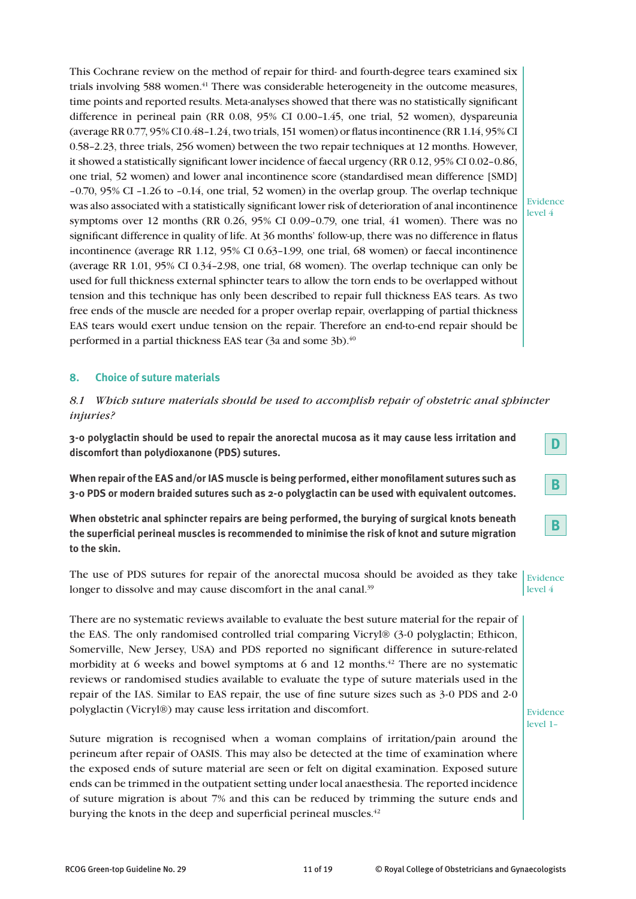This Cochrane review on the method of repair for third- and fourth-degree tears examined six trials involving 588 women.[41] There was considerable heterogeneity in the outcome measures, time points and reported results. Meta-analyses showed that there was no statistically significant difference in perineal pain (RR 0.08, 95% CI 0.00–1.45, one trial, 52 women), dyspareunia (average RR 0.77, 95% CI 0.48–1.24, two trials, 151 women) or flatus incontinence (RR 1.14, 95% CI 0.58–2.23, three trials, 256 women) between the two repair techniques at 12 months. However, it showed a statistically significant lower incidence of faecal urgency (RR 0.12, 95% CI 0.02–0.86, one trial, 52 women) and lower anal incontinence score (standardised mean difference [SMD] −0.70, 95% CI −1.26 to −0.14, one trial, 52 women) in the overlap group. The overlap technique was also associated with a statistically significant lower risk of deterioration of anal incontinence symptoms over 12 months (RR 0.26, 95% CI 0.09–0.79, one trial, 41 women). There was no significant difference in quality of life. At 36 months' follow-up, there was no difference in flatus incontinence (average RR 1.12, 95% CI 0.63–1.99, one trial, 68 women) or faecal incontinence (average RR 1.01, 95% CI 0.34–2.98, one trial, 68 women). The overlap technique can only be used for full thickness external sphincter tears to allow the torn ends to be overlapped without tension and this technique has only been described to repair full thickness EAS tears. As two free ends of the muscle are needed for a proper overlap repair, overlapping of partial thickness EAS tears would exert undue tension on the repair. Therefore an end-to-end repair should be performed in a partial thickness EAS tear (3a and some 3b).[40]

Evidence level 4

## 8. Choice of suture materials

### *8.1 Which suture materials should be used to accomplish repair of obstetric anal sphincter injuries?*

**3-0 polyglactin should be used to repair the anorectal mucosa as it may cause less irritation and discomfort than polydioxanone (PDS) sutures.** **D**

**When repair of the EAS and/or IAS muscle is being performed, either monofilament sutures such as 3-0 PDS or modern braided sutures such as 2-0 polyglactin can be used with equivalent outcomes.** **B**

**When obstetric anal sphincter repairs are being performed, the burying of surgical knots beneath the superficial perineal muscles is recommended to minimise the risk of knot and suture migration to the skin.** **B**

The use of PDS sutures for repair of the anorectal mucosa should be avoided as they take longer to dissolve and may cause discomfort in the anal canal.[39]

Evidence level 4

There are no systematic reviews available to evaluate the best suture material for the repair of the EAS. The only randomised controlled trial comparing Vicryl® (3-0 polyglactin; Ethicon, Somerville, New Jersey, USA) and PDS reported no significant difference in suture-related morbidity at 6 weeks and bowel symptoms at 6 and 12 months.[42] There are no systematic reviews or randomised studies available to evaluate the type of suture materials used in the repair of the IAS. Similar to EAS repair, the use of fine suture sizes such as 3-0 PDS and 2-0 polyglactin (Vicryl®) may cause less irritation and discomfort.

Suture migration is recognised when a woman complains of irritation/pain around the perineum after repair of OASIS. This may also be detected at the time of examination where the exposed ends of suture material are seen or felt on digital examination. Exposed suture ends can be trimmed in the outpatient setting under local anaesthesia. The reported incidence of suture migration is about 7% and this can be reduced by trimming the suture ends and burying the knots in the deep and superficial perineal muscles.[42]

Evidence level 1–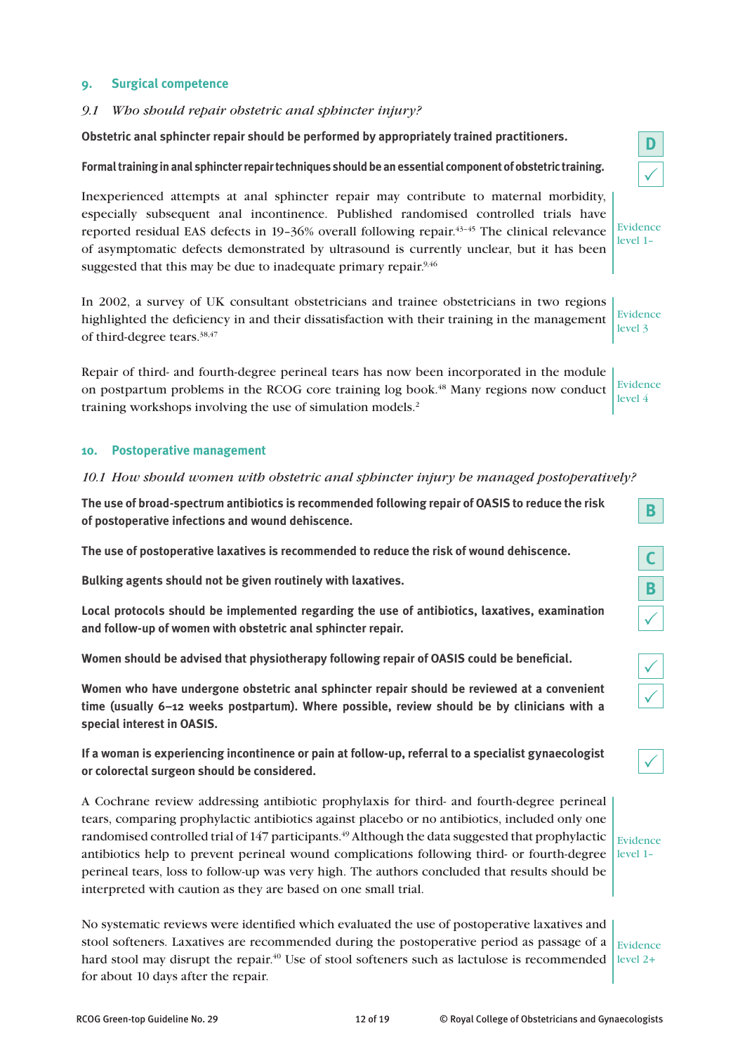## 9. Surgical competence

*9.1 Who should repair obstetric anal sphincter injury?*

**Obstetric anal sphincter repair should be performed by appropriately trained practitioners.**

D

**Formal training in anal sphincter repair techniques should be an essential component of obstetric training.**

✓

Inexperienced attempts at anal sphincter repair may contribute to maternal morbidity, especially subsequent anal incontinence. Published randomised controlled trials have reported residual EAS defects in 19–36% overall following repair.[43–45] The clinical relevance of asymptomatic defects demonstrated by ultrasound is currently unclear, but it has been suggested that this may be due to inadequate primary repair.[9,46]

Evidence level 1–

In 2002, a survey of UK consultant obstetricians and trainee obstetricians in two regions highlighted the deficiency in and their dissatisfaction with their training in the management of third-degree tears.[38,47]

Evidence level 3

Repair of third- and fourth-degree perineal tears has now been incorporated in the module on postpartum problems in the RCOG core training log book.[48] Many regions now conduct training workshops involving the use of simulation models.[2]

Evidence level 4

## 10. Postoperative management

*10.1 How should women with obstetric anal sphincter injury be managed postoperatively?*

**The use of broad-spectrum antibiotics is recommended following repair of OASIS to reduce the risk of postoperative infections and wound dehiscence.**

B

**The use of postoperative laxatives is recommended to reduce the risk of wound dehiscence.**

C

**Bulking agents should not be given routinely with laxatives.**

B

**Local protocols should be implemented regarding the use of antibiotics, laxatives, examination and follow-up of women with obstetric anal sphincter repair.**

✓

**Women should be advised that physiotherapy following repair of OASIS could be beneficial.**

✓

**Women who have undergone obstetric anal sphincter repair should be reviewed at a convenient time (usually 6–12 weeks postpartum). Where possible, review should be by clinicians with a special interest in OASIS.**

✓

**If a woman is experiencing incontinence or pain at follow-up, referral to a specialist gynaecologist or colorectal surgeon should be considered.**

✓

A Cochrane review addressing antibiotic prophylaxis for third- and fourth-degree perineal tears, comparing prophylactic antibiotics against placebo or no antibiotics, included only one randomised controlled trial of 147 participants.[49] Although the data suggested that prophylactic antibiotics help to prevent perineal wound complications following third- or fourth-degree perineal tears, loss to follow-up was very high. The authors concluded that results should be interpreted with caution as they are based on one small trial.

Evidence level 1–

No systematic reviews were identified which evaluated the use of postoperative laxatives and stool softeners. Laxatives are recommended during the postoperative period as passage of a hard stool may disrupt the repair.[40] Use of stool softeners such as lactulose is recommended for about 10 days after the repair.

Evidence level 2+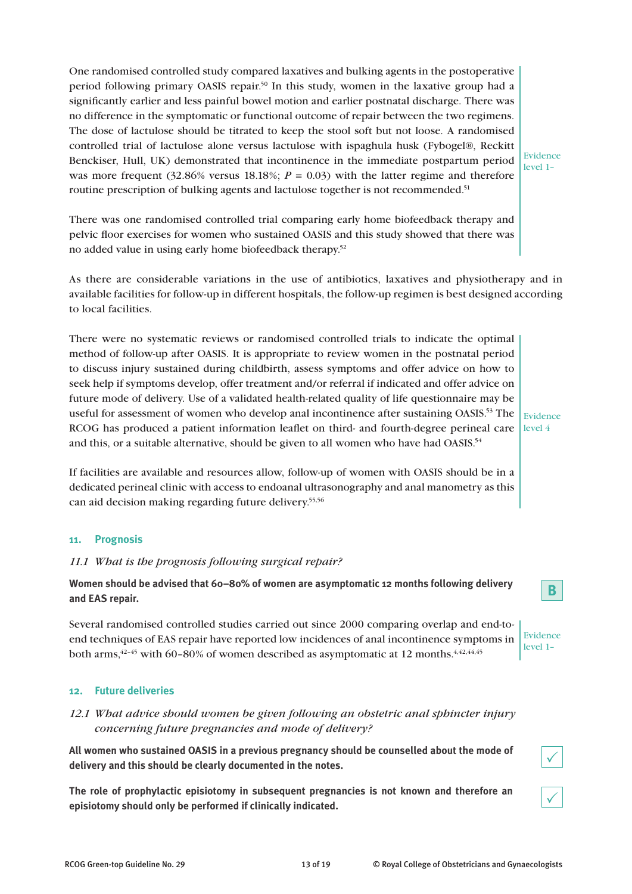One randomised controlled study compared laxatives and bulking agents in the postoperative period following primary OASIS repair.[50] In this study, women in the laxative group had a significantly earlier and less painful bowel motion and earlier postnatal discharge. There was no difference in the symptomatic or functional outcome of repair between the two regimens. The dose of lactulose should be titrated to keep the stool soft but not loose. A randomised controlled trial of lactulose alone versus lactulose with ispaghula husk (Fybogel®, Reckitt Benckiser, Hull, UK) demonstrated that incontinence in the immediate postpartum period was more frequent (32.86% versus 18.18%; $P = 0.03$) with the latter regime and therefore routine prescription of bulking agents and lactulose together is not recommended.[51]

Evidence level 1–

There was one randomised controlled trial comparing early home biofeedback therapy and pelvic floor exercises for women who sustained OASIS and this study showed that there was no added value in using early home biofeedback therapy.[52]

As there are considerable variations in the use of antibiotics, laxatives and physiotherapy and in available facilities for follow-up in different hospitals, the follow-up regimen is best designed according to local facilities.

There were no systematic reviews or randomised controlled trials to indicate the optimal method of follow-up after OASIS. It is appropriate to review women in the postnatal period to discuss injury sustained during childbirth, assess symptoms and offer advice on how to seek help if symptoms develop, offer treatment and/or referral if indicated and offer advice on future mode of delivery. Use of a validated health-related quality of life questionnaire may be useful for assessment of women who develop anal incontinence after sustaining OASIS.[53] The RCOG has produced a patient information leaflet on third- and fourth-degree perineal care and this, or a suitable alternative, should be given to all women who have had OASIS.[54]

Evidence level 4

If facilities are available and resources allow, follow-up of women with OASIS should be in a dedicated perineal clinic with access to endoanal ultrasonography and anal manometry as this can aid decision making regarding future delivery.[55,56]

## 11. Prognosis

### *11.1 What is the prognosis following surgical repair?*

**Women should be advised that 60–80% of women are asymptomatic 12 months following delivery and EAS repair.**

**B**

Several randomised controlled studies carried out since 2000 comparing overlap and end-to-end techniques of EAS repair have reported low incidences of anal incontinence symptoms in both arms,[42–45] with 60–80% of women described as asymptomatic at 12 months.[4,42,44,45]

Evidence level 1–

## 12. Future deliveries

### *12.1 What advice should women be given following an obstetric anal sphincter injury concerning future pregnancies and mode of delivery?*

**All women who sustained OASIS in a previous pregnancy should be counselled about the mode of delivery and this should be clearly documented in the notes.**

✓

**The role of prophylactic episiotomy in subsequent pregnancies is not known and therefore an episiotomy should only be performed if clinically indicated.**

✓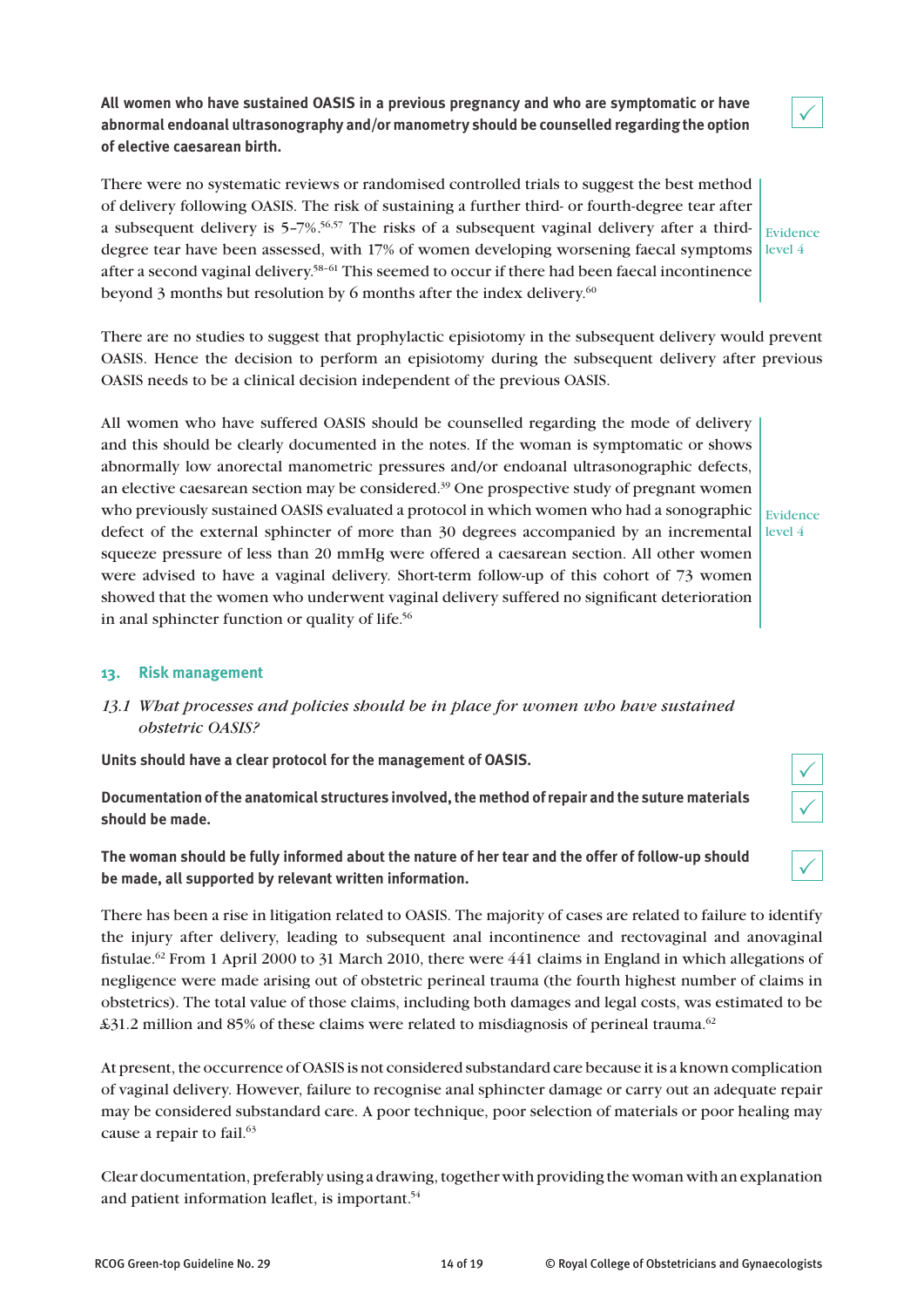**All women who have sustained OASIS in a previous pregnancy and who are symptomatic or have abnormal endoanal ultrasonography and/or manometry should be counselled regarding the option of elective caesarean birth.** ✓

There were no systematic reviews or randomised controlled trials to suggest the best method of delivery following OASIS. The risk of sustaining a further third- or fourth-degree tear after a subsequent delivery is 5–7%.[56,57] The risks of a subsequent vaginal delivery after a third-degree tear have been assessed, with 17% of women developing worsening faecal symptoms after a second vaginal delivery.[58–61] This seemed to occur if there had been faecal incontinence beyond 3 months but resolution by 6 months after the index delivery.[60]

Evidence level 4

There are no studies to suggest that prophylactic episiotomy in the subsequent delivery would prevent OASIS. Hence the decision to perform an episiotomy during the subsequent delivery after previous OASIS needs to be a clinical decision independent of the previous OASIS.

All women who have suffered OASIS should be counselled regarding the mode of delivery and this should be clearly documented in the notes. If the woman is symptomatic or shows abnormally low anorectal manometric pressures and/or endoanal ultrasonographic defects, an elective caesarean section may be considered.[39] One prospective study of pregnant women who previously sustained OASIS evaluated a protocol in which women who had a sonographic defect of the external sphincter of more than 30 degrees accompanied by an incremental squeeze pressure of less than 20 mmHg were offered a caesarean section. All other women were advised to have a vaginal delivery. Short-term follow-up of this cohort of 73 women showed that the women who underwent vaginal delivery suffered no significant deterioration in anal sphincter function or quality of life.[56]

Evidence level 4

## 13. Risk management

### *13.1 What processes and policies should be in place for women who have sustained obstetric OASIS?*

**Units should have a clear protocol for the management of OASIS.** ✓

**Documentation of the anatomical structures involved, the method of repair and the suture materials should be made.** ✓

**The woman should be fully informed about the nature of her tear and the offer of follow-up should be made, all supported by relevant written information.** ✓

There has been a rise in litigation related to OASIS. The majority of cases are related to failure to identify the injury after delivery, leading to subsequent anal incontinence and rectovaginal and anovaginal fistulae.[62] From 1 April 2000 to 31 March 2010, there were 441 claims in England in which allegations of negligence were made arising out of obstetric perineal trauma (the fourth highest number of claims in obstetrics). The total value of those claims, including both damages and legal costs, was estimated to be £31.2 million and 85% of these claims were related to misdiagnosis of perineal trauma.[62]

At present, the occurrence of OASIS is not considered substandard care because it is a known complication of vaginal delivery. However, failure to recognise anal sphincter damage or carry out an adequate repair may be considered substandard care. A poor technique, poor selection of materials or poor healing may cause a repair to fail.[63]

Clear documentation, preferably using a drawing, together with providing the woman with an explanation and patient information leaflet, is important.[54]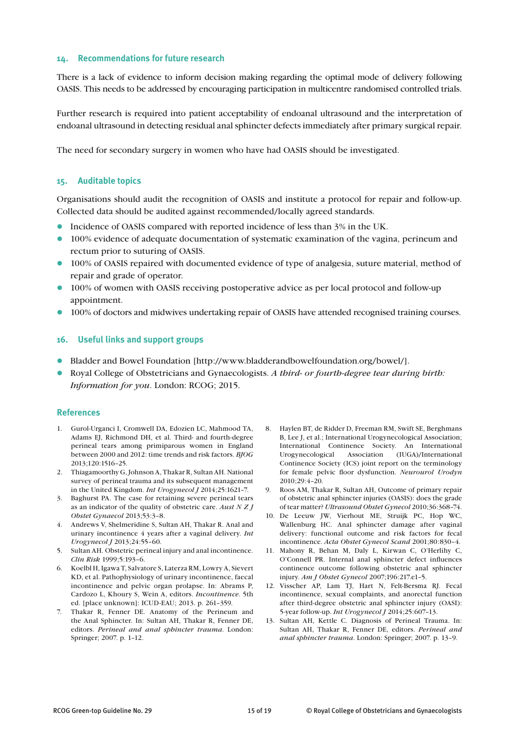## 14. Recommendations for future research

There is a lack of evidence to inform decision making regarding the optimal mode of delivery following OASIS. This needs to be addressed by encouraging participation in multicentre randomised controlled trials.

Further research is required into patient acceptability of endoanal ultrasound and the interpretation of endoanal ultrasound in detecting residual anal sphincter defects immediately after primary surgical repair.

The need for secondary surgery in women who have had OASIS should be investigated.

## 15. Auditable topics

Organisations should audit the recognition of OASIS and institute a protocol for repair and follow-up. Collected data should be audited against recommended/locally agreed standards.

- Incidence of OASIS compared with reported incidence of less than 3% in the UK.
- 100% evidence of adequate documentation of systematic examination of the vagina, perineum and rectum prior to suturing of OASIS.
- 100% of OASIS repaired with documented evidence of type of analgesia, suture material, method of repair and grade of operator.
- 100% of women with OASIS receiving postoperative advice as per local protocol and follow-up appointment.
- 100% of doctors and midwives undertaking repair of OASIS have attended recognised training courses.

## 16. Useful links and support groups

- Bladder and Bowel Foundation [http://www.bladderandbowelfoundation.org/bowel/].
- Royal College of Obstetricians and Gynaecologists. *A third- or fourth-degree tear during birth: Information for you*. London: RCOG; 2015.

## References

1. Gurol-Urganci I, Cromwell DA, Edozien LC, Mahmood TA, Adams EJ, Richmond DH, et al. Third- and fourth-degree perineal tears among primiparous women in England between 2000 and 2012: time trends and risk factors. *BJOG* 2013;120:1516–25.
2. Thiagamoorthy G, Johnson A, Thakar R, Sultan AH. National survey of perineal trauma and its subsequent management in the United Kingdom. *Int Urogynecol J* 2014;25:1621–7.
3. Baghurst PA. The case for retaining severe perineal tears as an indicator of the quality of obstetric care. *Aust N Z J Obstet Gynaecol* 2013;53:3–8.
4. Andrews V, Shelmeridine S, Sultan AH, Thakar R. Anal and urinary incontinence 4 years after a vaginal delivery. *Int Urogynecol J* 2013;24:55–60.
5. Sultan AH. Obstetric perineal injury and anal incontinence. *Clin Risk* 1999;5:193–6.
6. Koelbl H, Igawa T, Salvatore S, Laterza RM, Lowry A, Sievert KD, et al. Pathophysiology of urinary incontinence, faecal incontinence and pelvic organ prolapse. In: Abrams P, Cardozo L, Khoury S, Wein A, editors. *Incontinence*. 5th ed. [place unknown]: ICUD-EAU; 2013. p. 261–359.
7. Thakar R, Fenner DE. Anatomy of the Perineum and the Anal Sphincter. In: Sultan AH, Thakar R, Fenner DE, editors. *Perineal and anal sphincter trauma*. London: Springer; 2007. p. 1–12.
8. Haylen BT, de Ridder D, Freeman RM, Swift SE, Berghmans B, Lee J, et al.; International Urogynecological Association; International Continence Society. An International Urogynecological Association (IUGA)/International Continence Society (ICS) joint report on the terminology for female pelvic floor dysfunction. *Neurourol Urodyn* 2010;29:4–20.
9. Roos AM, Thakar R, Sultan AH, Outcome of primary repair of obstetric anal sphincter injuries (OASIS): does the grade of tear matter? *Ultrasound Obstet Gynecol* 2010;36:368–74.
10. De Leeuw JW, Vierhout ME, Struijk PC, Hop WC, Wallenburg HC. Anal sphincter damage after vaginal delivery: functional outcome and risk factors for fecal incontinence. *Acta Obstet Gynecol Scand* 2001;80:830–4.
11. Mahony R, Behan M, Daly L, Kirwan C, O'Herlihy C, O'Connell PR. Internal anal sphincter defect influences continence outcome following obstetric anal sphincter injury. *Am J Obstet Gynecol* 2007;196:217.e1–5.
12. Visscher AP, Lam TJ, Hart N, Felt-Bersma RJ. Fecal incontinence, sexual complaints, and anorectal function after third-degree obstetric anal sphincter injury (OASI): 5-year follow-up. *Int Urogynecol J* 2014;25:607–13.
13. Sultan AH, Kettle C. Diagnosis of Perineal Trauma. In: Sultan AH, Thakar R, Fenner DE, editors. *Perineal and anal sphincter trauma*. London: Springer; 2007. p. 13–9.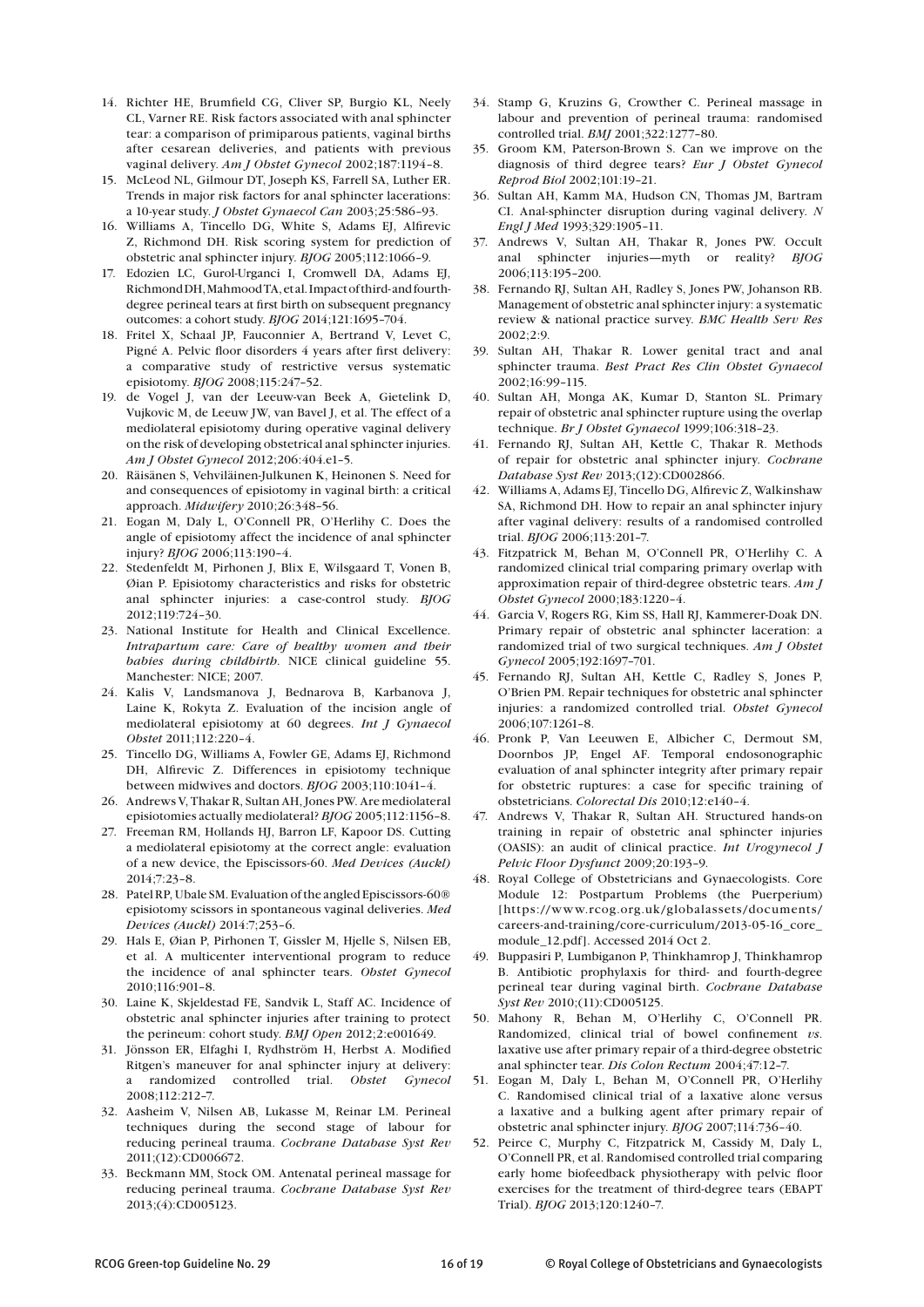14. Richter HE, Brumfield CG, Cliver SP, Burgio KL, Neely CL, Varner RE. Risk factors associated with anal sphincter tear: a comparison of primiparous patients, vaginal births after cesarean deliveries, and patients with previous vaginal delivery. *Am J Obstet Gynecol* 2002;187:1194–8.
15. McLeod NL, Gilmour DT, Joseph KS, Farrell SA, Luther ER. Trends in major risk factors for anal sphincter lacerations: a 10-year study. *J Obstet Gynaecol Can* 2003;25:586–93.
16. Williams A, Tincello DG, White S, Adams EJ, Alfirevic Z, Richmond DH. Risk scoring system for prediction of obstetric anal sphincter injury. *BJOG* 2005;112:1066–9.
17. Edozien LC, Gurol-Urganci I, Cromwell DA, Adams EJ, Richmond DH, Mahmood TA, et al. Impact of third- and fourth-degree perineal tears at first birth on subsequent pregnancy outcomes: a cohort study. *BJOG* 2014;121:1695–704.
18. Fritel X, Schaal JP, Fauconnier A, Bertrand V, Levet C, Pigné A. Pelvic floor disorders 4 years after first delivery: a comparative study of restrictive versus systematic episiotomy. *BJOG* 2008;115:247–52.
19. de Vogel J, van der Leeuw-van Beek A, Gietelink D, Vujkovic M, de Leeuw JW, van Bavel J, et al. The effect of a mediolateral episiotomy during operative vaginal delivery on the risk of developing obstetrical anal sphincter injuries. *Am J Obstet Gynecol* 2012;206:404.e1–5.
20. Räisänen S, Vehviläinen-Julkunen K, Heinonen S. Need for and consequences of episiotomy in vaginal birth: a critical approach. *Midwifery* 2010;26:348–56.
21. Eogan M, Daly L, O'Connell PR, O'Herlihy C. Does the angle of episiotomy affect the incidence of anal sphincter injury? *BJOG* 2006;113:190–4.
22. Stedenfeldt M, Pirhonen J, Blix E, Wilsgaard T, Vonen B, Øian P. Episiotomy characteristics and risks for obstetric anal sphincter injuries: a case-control study. *BJOG* 2012;119:724–30.
23. National Institute for Health and Clinical Excellence. *Intrapartum care: Care of healthy women and their babies during childbirth.* NICE clinical guideline 55. Manchester: NICE; 2007.
24. Kalis V, Landsmanova J, Bednarova B, Karbanova J, Laine K, Rokyta Z. Evaluation of the incision angle of mediolateral episiotomy at 60 degrees. *Int J Gynaecol Obstet* 2011;112:220–4.
25. Tincello DG, Williams A, Fowler GE, Adams EJ, Richmond DH, Alfirevic Z. Differences in episiotomy technique between midwives and doctors. *BJOG* 2003;110:1041–4.
26. Andrews V, Thakar R, Sultan AH, Jones PW. Are mediolateral episiotomies actually mediolateral? *BJOG* 2005;112:1156–8.
27. Freeman RM, Hollands HJ, Barron LF, Kapoor DS. Cutting a mediolateral episiotomy at the correct angle: evaluation of a new device, the Episcissors-60. *Med Devices (Auckl)* 2014;7:23–8.
28. Patel RP, Ubale SM. Evaluation of the angled Episcissors-60® episiotomy scissors in spontaneous vaginal deliveries. *Med Devices (Auckl)* 2014:7;253–6.
29. Hals E, Øian P, Pirhonen T, Gissler M, Hjelle S, Nilsen EB, et al. A multicenter interventional program to reduce the incidence of anal sphincter tears. *Obstet Gynecol* 2010;116:901–8.
30. Laine K, Skjeldestad FE, Sandvik L, Staff AC. Incidence of obstetric anal sphincter injuries after training to protect the perineum: cohort study. *BMJ Open* 2012;2:e001649.
31. Jönsson ER, Elfaghi I, Rydhström H, Herbst A. Modified Ritgen's maneuver for anal sphincter injury at delivery: a randomized controlled trial. *Obstet Gynecol* 2008;112:212–7.
32. Aasheim V, Nilsen AB, Lukasse M, Reinar LM. Perineal techniques during the second stage of labour for reducing perineal trauma. *Cochrane Database Syst Rev* 2011;(12):CD006672.
33. Beckmann MM, Stock OM. Antenatal perineal massage for reducing perineal trauma. *Cochrane Database Syst Rev* 2013;(4):CD005123.
34. Stamp G, Kruzins G, Crowther C. Perineal massage in labour and prevention of perineal trauma: randomised controlled trial. *BMJ* 2001;322:1277–80.
35. Groom KM, Paterson-Brown S. Can we improve on the diagnosis of third degree tears? *Eur J Obstet Gynecol Reprod Biol* 2002;101:19–21.
36. Sultan AH, Kamm MA, Hudson CN, Thomas JM, Bartram CI. Anal-sphincter disruption during vaginal delivery. *N Engl J Med* 1993;329:1905–11.
37. Andrews V, Sultan AH, Thakar R, Jones PW. Occult anal sphincter injuries—myth or reality? *BJOG* 2006;113:195–200.
38. Fernando RJ, Sultan AH, Radley S, Jones PW, Johanson RB. Management of obstetric anal sphincter injury: a systematic review & national practice survey. *BMC Health Serv Res* 2002;2:9.
39. Sultan AH, Thakar R. Lower genital tract and anal sphincter trauma. *Best Pract Res Clin Obstet Gynaecol* 2002;16:99–115.
40. Sultan AH, Monga AK, Kumar D, Stanton SL. Primary repair of obstetric anal sphincter rupture using the overlap technique. *Br J Obstet Gynaecol* 1999;106:318–23.
41. Fernando RJ, Sultan AH, Kettle C, Thakar R. Methods of repair for obstetric anal sphincter injury. *Cochrane Database Syst Rev* 2013;(12):CD002866.
42. Williams A, Adams EJ, Tincello DG, Alfirevic Z, Walkinshaw SA, Richmond DH. How to repair an anal sphincter injury after vaginal delivery: results of a randomised controlled trial. *BJOG* 2006;113:201–7.
43. Fitzpatrick M, Behan M, O'Connell PR, O'Herlihy C. A randomized clinical trial comparing primary overlap with approximation repair of third-degree obstetric tears. *Am J Obstet Gynecol* 2000;183:1220–4.
44. Garcia V, Rogers RG, Kim SS, Hall RJ, Kammerer-Doak DN. Primary repair of obstetric anal sphincter laceration: a randomized trial of two surgical techniques. *Am J Obstet Gynecol* 2005;192:1697–701.
45. Fernando RJ, Sultan AH, Kettle C, Radley S, Jones P, O'Brien PM. Repair techniques for obstetric anal sphincter injuries: a randomized controlled trial. *Obstet Gynecol* 2006;107:1261–8.
46. Pronk P, Van Leeuwen E, Albicher C, Dermout SM, Doornbos JP, Engel AF. Temporal endosonographic evaluation of anal sphincter integrity after primary repair for obstetric ruptures: a case for specific training of obstetricians. *Colorectal Dis* 2010;12:e140–4.
47. Andrews V, Thakar R, Sultan AH. Structured hands-on training in repair of obstetric anal sphincter injuries (OASIS): an audit of clinical practice. *Int Urogynecol J Pelvic Floor Dysfunct* 2009;20:193–9.
48. Royal College of Obstetricians and Gynaecologists. Core Module 12: Postpartum Problems (the Puerperium) [https://www.rcog.org.uk/globalassets/documents/careers-and-training/core-curriculum/2013-05-16_core_module_12.pdf]. Accessed 2014 Oct 2.
49. Buppasiri P, Lumbiganon P, Thinkhamrop J, Thinkhamrop B. Antibiotic prophylaxis for third- and fourth-degree perineal tear during vaginal birth. *Cochrane Database Syst Rev* 2010;(11):CD005125.
50. Mahony R, Behan M, O'Herlihy C, O'Connell PR. Randomized, clinical trial of bowel confinement *vs.* laxative use after primary repair of a third-degree obstetric anal sphincter tear. *Dis Colon Rectum* 2004;47:12–7.
51. Eogan M, Daly L, Behan M, O'Connell PR, O'Herlihy C. Randomised clinical trial of a laxative alone versus a laxative and a bulking agent after primary repair of obstetric anal sphincter injury. *BJOG* 2007;114:736–40.
52. Peirce C, Murphy C, Fitzpatrick M, Cassidy M, Daly L, O'Connell PR, et al. Randomised controlled trial comparing early home biofeedback physiotherapy with pelvic floor exercises for the treatment of third-degree tears (EBAPT Trial). *BJOG* 2013;120:1240–7.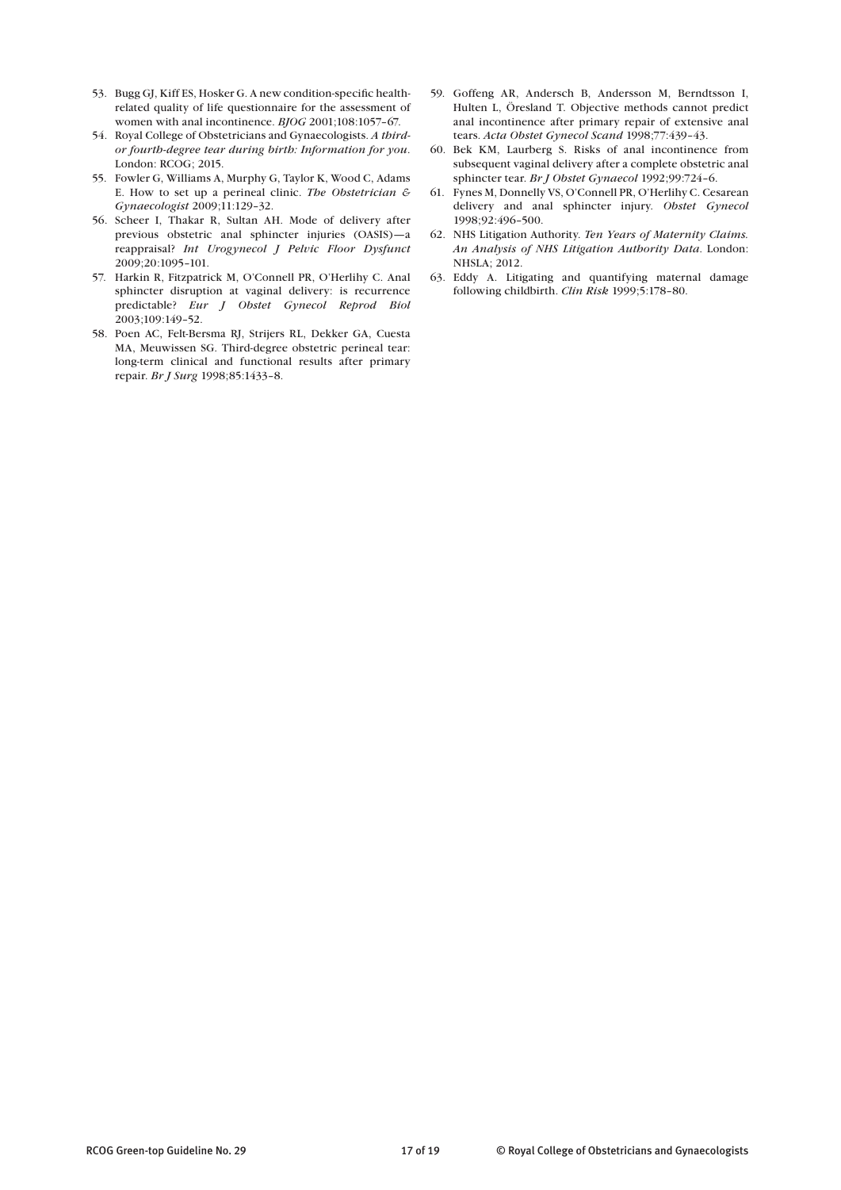53. Bugg GJ, Kiff ES, Hosker G. A new condition-specific health-related quality of life questionnaire for the assessment of women with anal incontinence. *BJOG* 2001;108:1057–67.
54. Royal College of Obstetricians and Gynaecologists. *A third- or fourth-degree tear during birth: Information for you*. London: RCOG; 2015.
55. Fowler G, Williams A, Murphy G, Taylor K, Wood C, Adams E. How to set up a perineal clinic. *The Obstetrician & Gynaecologist* 2009;11:129–32.
56. Scheer I, Thakar R, Sultan AH. Mode of delivery after previous obstetric anal sphincter injuries (OASIS)—a reappraisal? *Int Urogynecol J Pelvic Floor Dysfunct* 2009;20:1095–101.
57. Harkin R, Fitzpatrick M, O'Connell PR, O'Herlihy C. Anal sphincter disruption at vaginal delivery: is recurrence predictable? *Eur J Obstet Gynecol Reprod Biol* 2003;109:149–52.
58. Poen AC, Felt-Bersma RJ, Strijers RL, Dekker GA, Cuesta MA, Meuwissen SG. Third-degree obstetric perineal tear: long-term clinical and functional results after primary repair. *Br J Surg* 1998;85:1433–8.
59. Goffeng AR, Andersch B, Andersson M, Berndtsson I, Hulten L, Öresland T. Objective methods cannot predict anal incontinence after primary repair of extensive anal tears. *Acta Obstet Gynecol Scand* 1998;77:439–43.
60. Bek KM, Laurberg S. Risks of anal incontinence from subsequent vaginal delivery after a complete obstetric anal sphincter tear. *Br J Obstet Gynaecol* 1992;99:724–6.
61. Fynes M, Donnelly VS, O'Connell PR, O'Herlihy C. Cesarean delivery and anal sphincter injury. *Obstet Gynecol* 1998;92:496–500.
62. NHS Litigation Authority. *Ten Years of Maternity Claims. An Analysis of NHS Litigation Authority Data*. London: NHSLA; 2012.
63. Eddy A. Litigating and quantifying maternal damage following childbirth. *Clin Risk* 1999;5:178–80.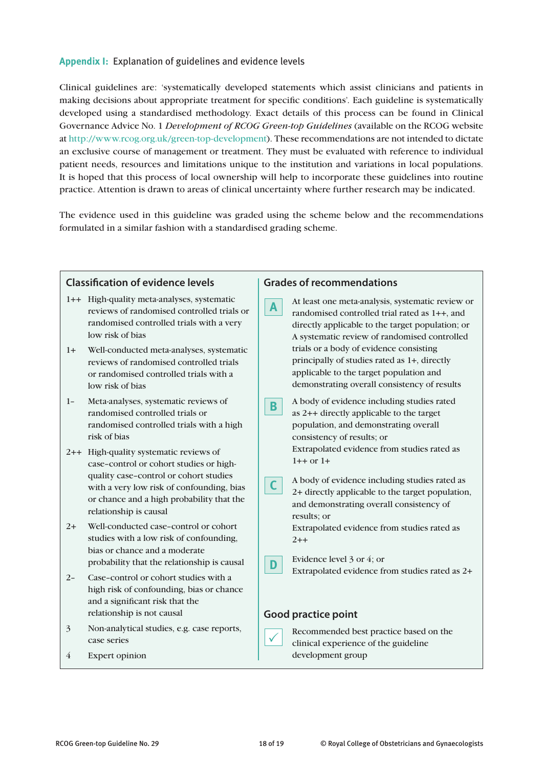## Appendix I: Explanation of guidelines and evidence levels

Clinical guidelines are: 'systematically developed statements which assist clinicians and patients in making decisions about appropriate treatment for specific conditions'. Each guideline is systematically developed using a standardised methodology. Exact details of this process can be found in Clinical Governance Advice No. 1 *Development of RCOG Green-top Guidelines* (available on the RCOG website at http://www.rcog.org.uk/green-top-development). These recommendations are not intended to dictate an exclusive course of management or treatment. They must be evaluated with reference to individual patient needs, resources and limitations unique to the institution and variations in local populations. It is hoped that this process of local ownership will help to incorporate these guidelines into routine practice. Attention is drawn to areas of clinical uncertainty where further research may be indicated.

The evidence used in this guideline was graded using the scheme below and the recommendations formulated in a similar fashion with a standardised grading scheme.

### Classification of evidence levels

- 1++ High-quality meta-analyses, systematic reviews of randomised controlled trials or randomised controlled trials with a very low risk of bias
- 1+ Well-conducted meta-analyses, systematic reviews of randomised controlled trials or randomised controlled trials with a low risk of bias
- 1– Meta-analyses, systematic reviews of randomised controlled trials or randomised controlled trials with a high risk of bias
- 2++ High-quality systematic reviews of case–control or cohort studies or high-quality case–control or cohort studies with a very low risk of confounding, bias or chance and a high probability that the relationship is causal
- 2+ Well-conducted case–control or cohort studies with a low risk of confounding, bias or chance and a moderate probability that the relationship is causal
- 2– Case–control or cohort studies with a high risk of confounding, bias or chance and a significant risk that the relationship is not causal
- 3 Non-analytical studies, e.g. case reports, case series
- 4 Expert opinion

### Grades of recommendations

- **A** At least one meta-analysis, systematic review or randomised controlled trial rated as 1++, and directly applicable to the target population; or
  A systematic review of randomised controlled trials or a body of evidence consisting principally of studies rated as 1+, directly applicable to the target population and demonstrating overall consistency of results
- **B** A body of evidence including studies rated as 2++ directly applicable to the target population, and demonstrating overall consistency of results; or
  Extrapolated evidence from studies rated as 1++ or 1+
- **C** A body of evidence including studies rated as 2+ directly applicable to the target population, and demonstrating overall consistency of results; or
  Extrapolated evidence from studies rated as 2++
- **D** Evidence level 3 or 4; or
  Extrapolated evidence from studies rated as 2+

### Good practice point

- ✓ Recommended best practice based on the clinical experience of the guideline development group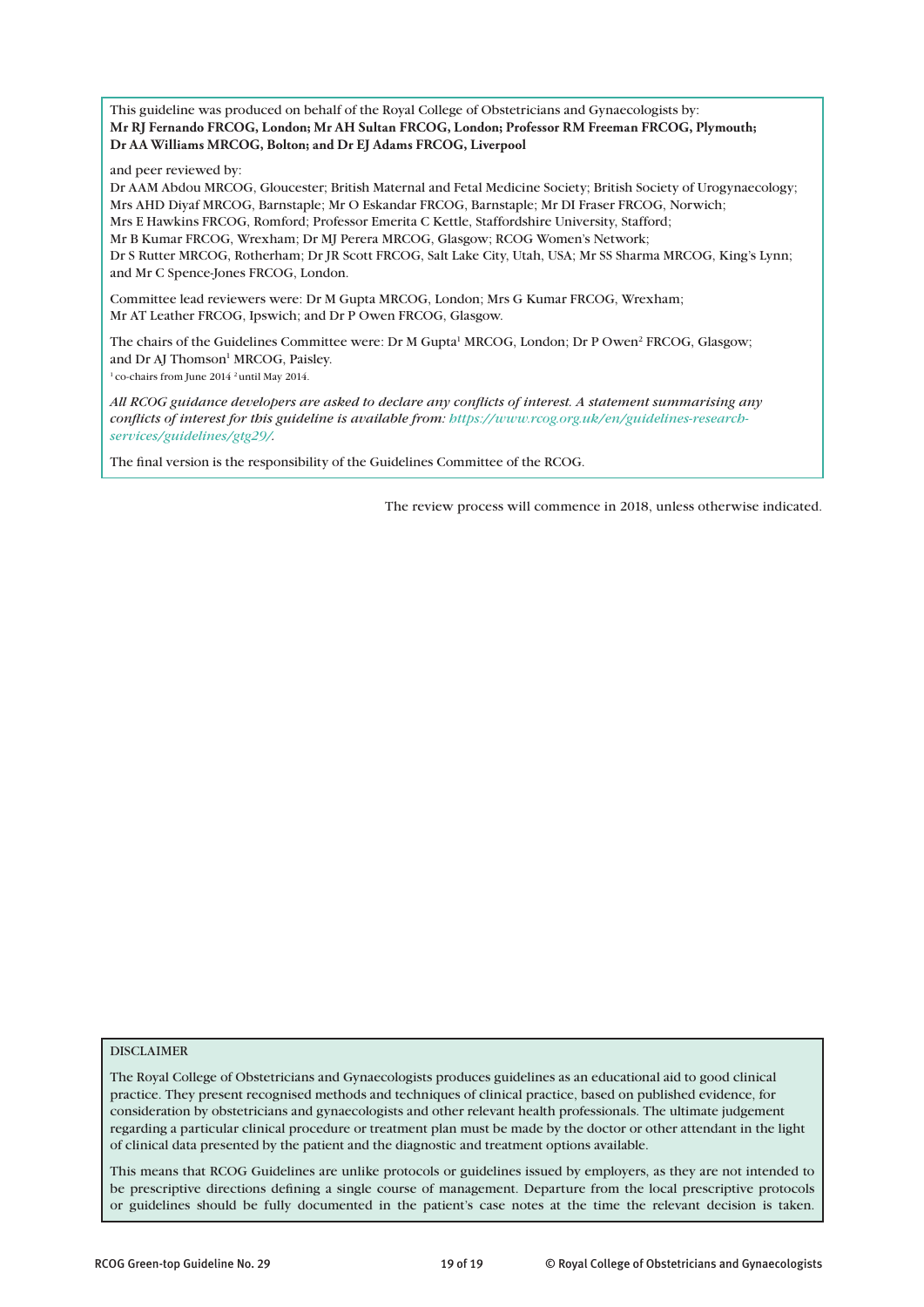This guideline was produced on behalf of the Royal College of Obstetricians and Gynaecologists by:
**Mr RJ Fernando FRCOG, London; Mr AH Sultan FRCOG, London; Professor RM Freeman FRCOG, Plymouth; Dr AA Williams MRCOG, Bolton; and Dr EJ Adams FRCOG, Liverpool**

and peer reviewed by:
Dr AAM Abdou MRCOG, Gloucester; British Maternal and Fetal Medicine Society; British Society of Urogynaecology; Mrs AHD Diyaf MRCOG, Barnstaple; Mr O Eskandar FRCOG, Barnstaple; Mr DI Fraser FRCOG, Norwich; Mrs E Hawkins FRCOG, Romford; Professor Emerita C Kettle, Staffordshire University, Stafford; Mr B Kumar FRCOG, Wrexham; Dr MJ Perera MRCOG, Glasgow; RCOG Women's Network; Dr S Rutter MRCOG, Rotherham; Dr JR Scott FRCOG, Salt Lake City, Utah, USA; Mr SS Sharma MRCOG, King's Lynn; and Mr C Spence-Jones FRCOG, London.

Committee lead reviewers were: Dr M Gupta MRCOG, London; Mrs G Kumar FRCOG, Wrexham; Mr AT Leather FRCOG, Ipswich; and Dr P Owen FRCOG, Glasgow.

The chairs of the Guidelines Committee were: Dr M Gupta[1] MRCOG, London; Dr P Owen[2] FRCOG, Glasgow; and Dr AJ Thomson[1] MRCOG, Paisley.
[1] co-chairs from June 2014 [2] until May 2014.

*All RCOG guidance developers are asked to declare any conflicts of interest. A statement summarising any conflicts of interest for this guideline is available from: https://www.rcog.org.uk/en/guidelines-research-services/guidelines/gtg29/.*

The final version is the responsibility of the Guidelines Committee of the RCOG.

The review process will commence in 2018, unless otherwise indicated.

DISCLAIMER

The Royal College of Obstetricians and Gynaecologists produces guidelines as an educational aid to good clinical practice. They present recognised methods and techniques of clinical practice, based on published evidence, for consideration by obstetricians and gynaecologists and other relevant health professionals. The ultimate judgement regarding a particular clinical procedure or treatment plan must be made by the doctor or other attendant in the light of clinical data presented by the patient and the diagnostic and treatment options available.

This means that RCOG Guidelines are unlike protocols or guidelines issued by employers, as they are not intended to be prescriptive directions defining a single course of management. Departure from the local prescriptive protocols or guidelines should be fully documented in the patient's case notes at the time the relevant decision is taken.